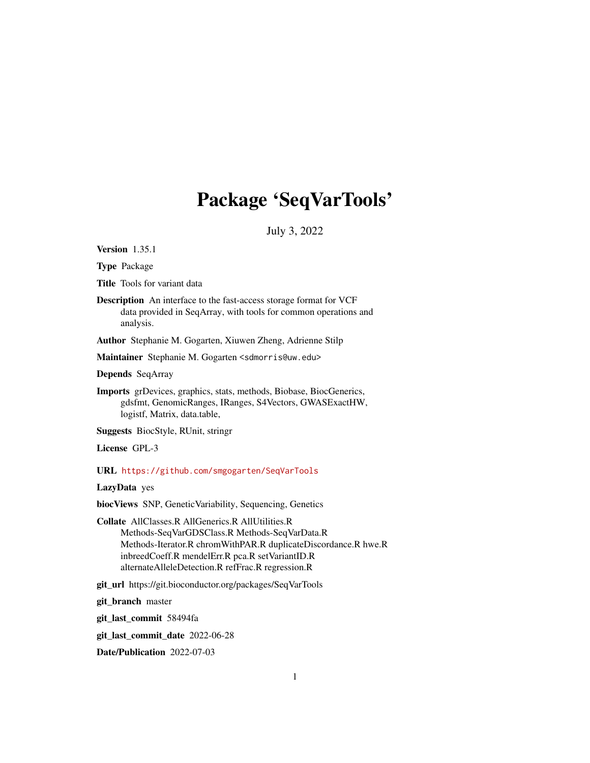# Package 'SeqVarTools'

July 3, 2022

**Version** 1.35.1

**Type** Package

**Title** Tools for variant data

**Description** An interface to the fast-access storage format for VCF data provided in SeqArray, with tools for common operations and analysis.

**Author** Stephanie M. Gogarten, Xiuwen Zheng, Adrienne Stilp

**Maintainer** Stephanie M. Gogarten <sdmorris@uw.edu>

**Depends** SeqArray

**Imports** grDevices, graphics, stats, methods, Biobase, BiocGenerics, gdsfmt, GenomicRanges, IRanges, S4Vectors, GWASExactHW, logistf, Matrix, data.table,

**Suggests** BiocStyle, RUnit, stringr

**License** GPL-3

**URL** https://github.com/smgogarten/SeqVarTools

**LazyData** yes

**biocViews** SNP, GeneticVariability, Sequencing, Genetics

**Collate** AllClasses.R AllGenerics.R AllUtilities.R Methods-SeqVarGDSClass.R Methods-SeqVarData.R Methods-Iterator.R chromWithPAR.R duplicateDiscordance.R hwe.R inbreedCoeff.R mendelErr.R pca.R setVariantID.R alternateAlleleDetection.R refFrac.R regression.R

**git_url** https://git.bioconductor.org/packages/SeqVarTools

**git_branch** master

**git_last_commit** 58494fa

**git_last_commit_date** 2022-06-28

**Date/Publication** 2022-07-03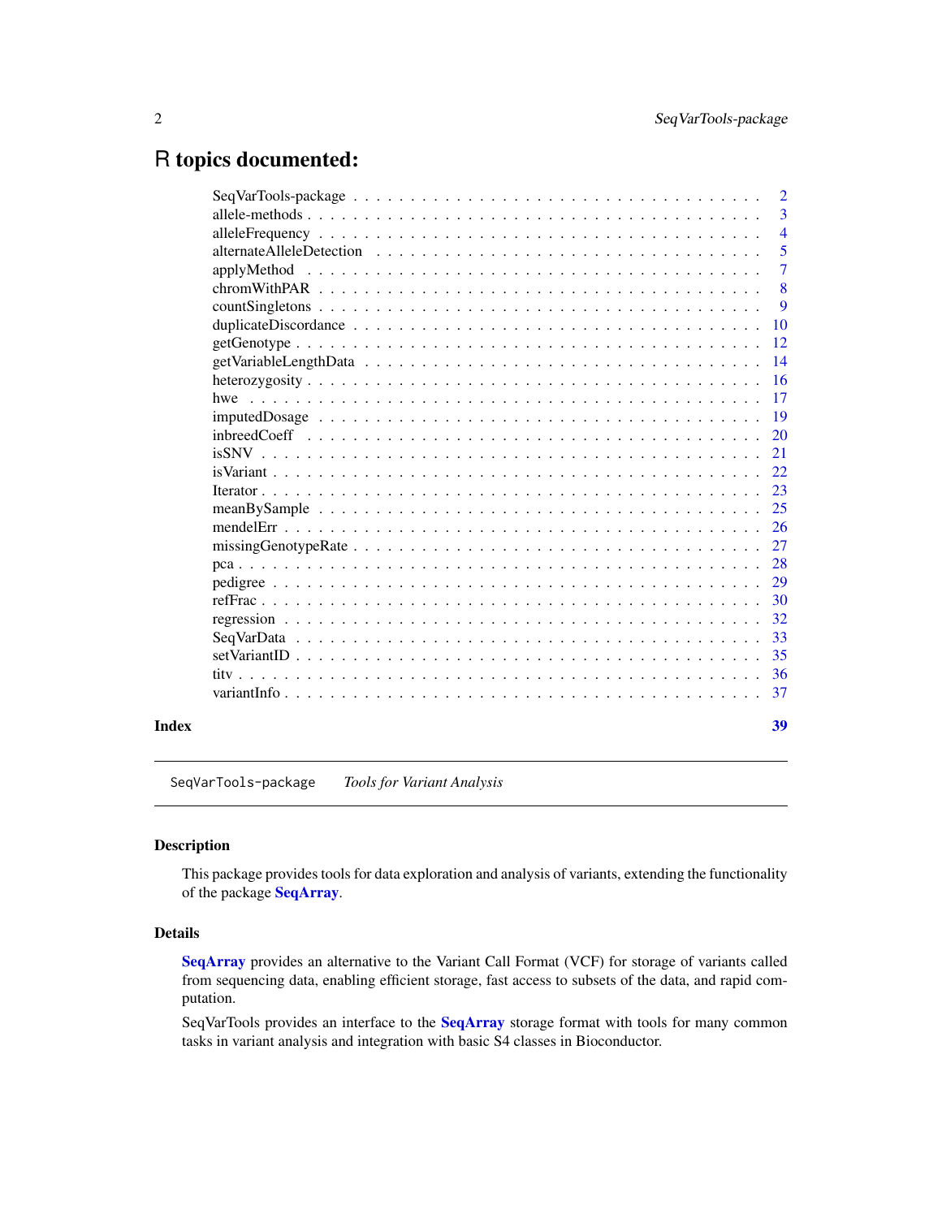# R topics documented:

| | |
|---|---|
| SeqVarTools-package | 2 |
| allele-methods | 3 |
| alleleFrequency | 4 |
| alternateAlleleDetection | 5 |
| applyMethod | 7 |
| chromWithPAR | 8 |
| countSingletons | 9 |
| duplicateDiscordance | 10 |
| getGenotype | 12 |
| getVariableLengthData | 14 |
| heterozygosity | 16 |
| hwe | 17 |
| imputedDosage | 19 |
| inbreedCoeff | 20 |
| isSNV | 21 |
| isVariant | 22 |
| Iterator | 23 |
| meanBySample | 25 |
| mendelErr | 26 |
| missingGenotypeRate | 27 |
| pca | 28 |
| pedigree | 29 |
| refFrac | 30 |
| regression | 32 |
| SeqVarData | 33 |
| setVariantID | 35 |
| titv | 36 |
| variantInfo | 37 |
| **Index** | **39** |

---

`SeqVarTools-package` *Tools for Variant Analysis*

---

### Description

This package provides tools for data exploration and analysis of variants, extending the functionality of the package **SeqArray**.

### Details

**SeqArray** provides an alternative to the Variant Call Format (VCF) for storage of variants called from sequencing data, enabling efficient storage, fast access to subsets of the data, and rapid computation.

SeqVarTools provides an interface to the **SeqArray** storage format with tools for many common tasks in variant analysis and integration with basic S4 classes in Bioconductor.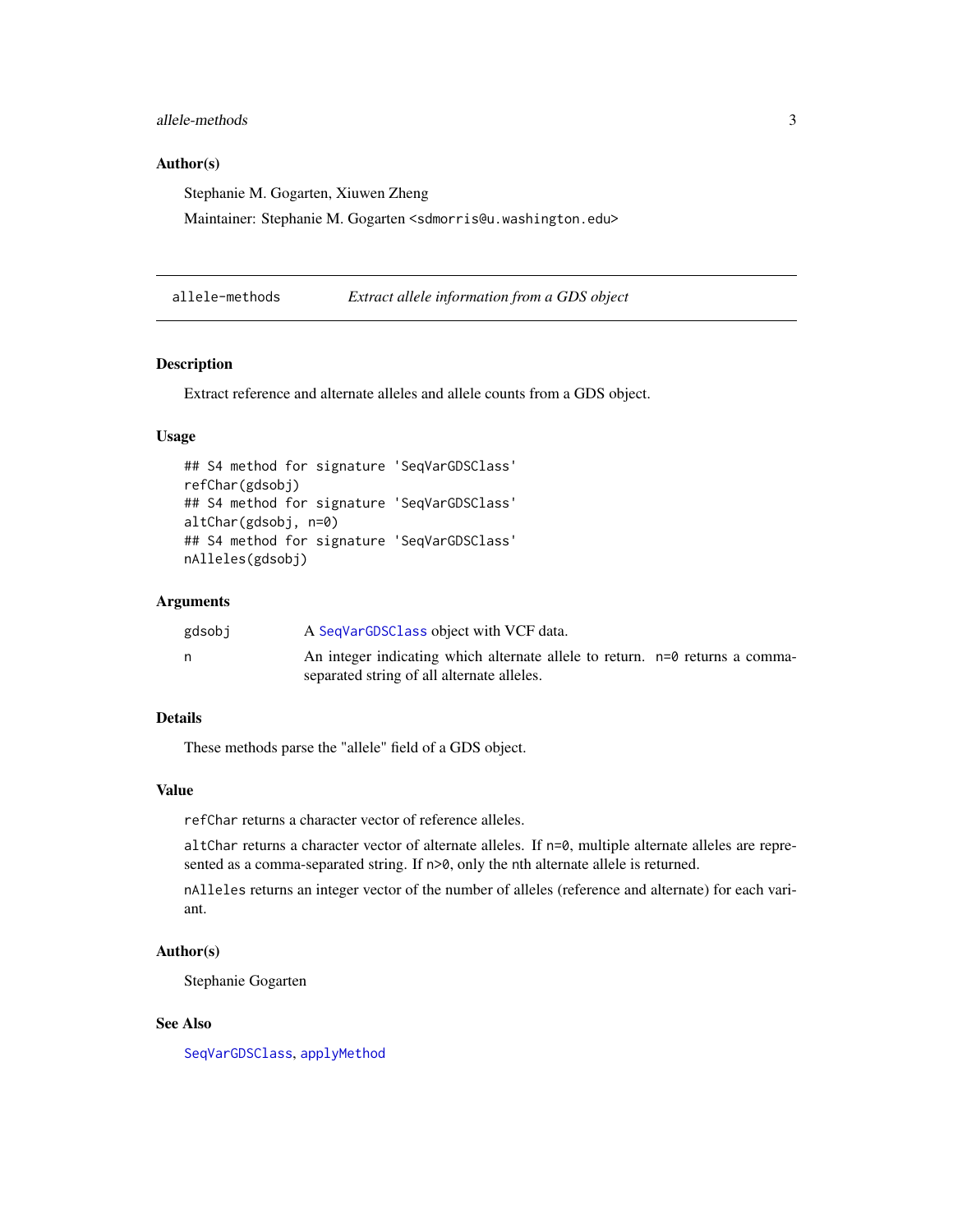## Author(s)

Stephanie M. Gogarten, Xiuwen Zheng

Maintainer: Stephanie M. Gogarten <sdmorris@u.washington.edu>

---

# allele-methods — *Extract allele information from a GDS object*

## Description

Extract reference and alternate alleles and allele counts from a GDS object.

## Usage

```
## S4 method for signature 'SeqVarGDSClass'
refChar(gdsobj)
## S4 method for signature 'SeqVarGDSClass'
altChar(gdsobj, n=0)
## S4 method for signature 'SeqVarGDSClass'
nAlleles(gdsobj)
```

## Arguments

| | |
|---|---|
| gdsobj | A SeqVarGDSClass object with VCF data. |
| n | An integer indicating which alternate allele to return. n=0 returns a comma-separated string of all alternate alleles. |

## Details

These methods parse the "allele" field of a GDS object.

## Value

refChar returns a character vector of reference alleles.

altChar returns a character vector of alternate alleles. If n=0, multiple alternate alleles are represented as a comma-separated string. If n>0, only the nth alternate allele is returned.

nAlleles returns an integer vector of the number of alleles (reference and alternate) for each variant.

## Author(s)

Stephanie Gogarten

## See Also

SeqVarGDSClass, applyMethod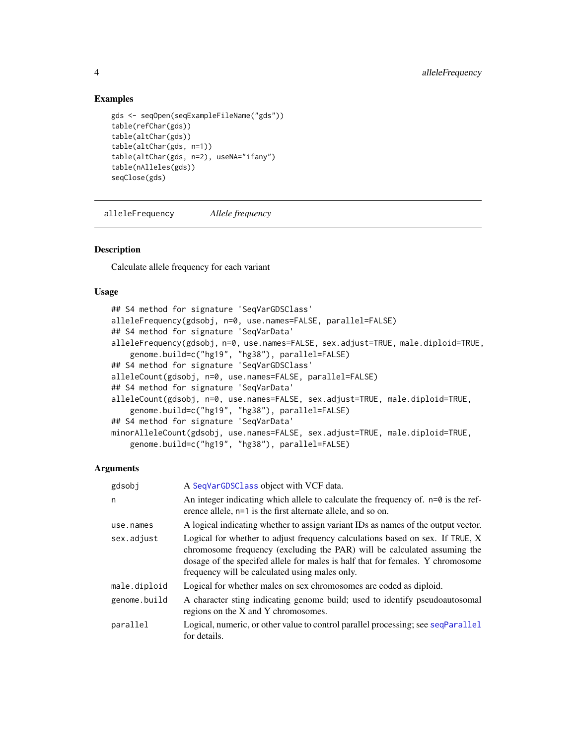### Examples

```
gds <- seqOpen(seqExampleFileName("gds"))
table(refChar(gds))
table(altChar(gds))
table(altChar(gds, n=1))
table(altChar(gds, n=2), useNA="ifany")
table(nAlleles(gds))
seqClose(gds)
```

---

## alleleFrequency *Allele frequency*

---

### Description

Calculate allele frequency for each variant

### Usage

```
## S4 method for signature 'SeqVarGDSClass'
alleleFrequency(gdsobj, n=0, use.names=FALSE, parallel=FALSE)
## S4 method for signature 'SeqVarData'
alleleFrequency(gdsobj, n=0, use.names=FALSE, sex.adjust=TRUE, male.diploid=TRUE,
    genome.build=c("hg19", "hg38"), parallel=FALSE)
## S4 method for signature 'SeqVarGDSClass'
alleleCount(gdsobj, n=0, use.names=FALSE, parallel=FALSE)
## S4 method for signature 'SeqVarData'
alleleCount(gdsobj, n=0, use.names=FALSE, sex.adjust=TRUE, male.diploid=TRUE,
    genome.build=c("hg19", "hg38"), parallel=FALSE)
## S4 method for signature 'SeqVarData'
minorAlleleCount(gdsobj, use.names=FALSE, sex.adjust=TRUE, male.diploid=TRUE,
    genome.build=c("hg19", "hg38"), parallel=FALSE)
```

### Arguments

| | |
|---|---|
| `gdsobj` | A `SeqVarGDSClass` object with VCF data. |
| `n` | An integer indicating which allele to calculate the frequency of. `n=0` is the reference allele, `n=1` is the first alternate allele, and so on. |
| `use.names` | A logical indicating whether to assign variant IDs as names of the output vector. |
| `sex.adjust` | Logical for whether to adjust frequency calculations based on sex. If `TRUE`, X chromosome frequency (excluding the PAR) will be calculated assuming the dosage of the specifed allele for males is half that for females. Y chromosome frequency will be calculated using males only. |
| `male.diploid` | Logical for whether males on sex chromosomes are coded as diploid. |
| `genome.build` | A character sting indicating genome build; used to identify pseudoautosomal regions on the X and Y chromosomes. |
| `parallel` | Logical, numeric, or other value to control parallel processing; see `seqParallel` for details. |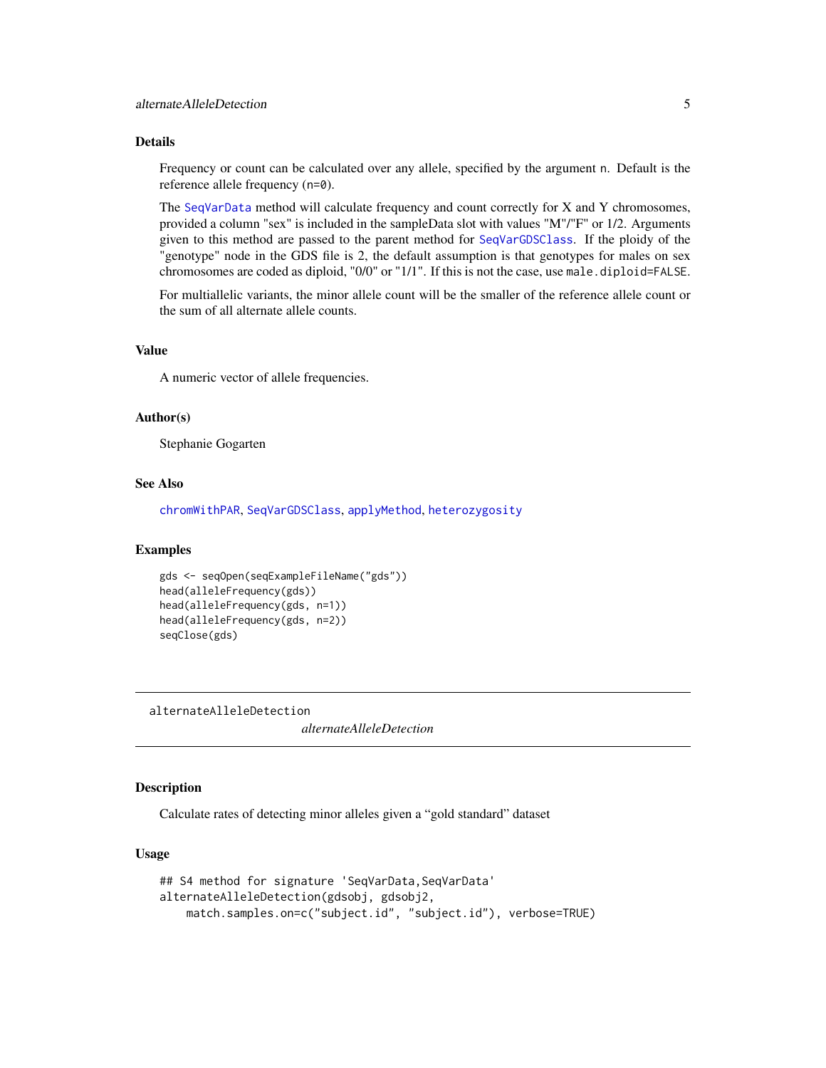### Details

Frequency or count can be calculated over any allele, specified by the argument `n`. Default is the reference allele frequency (`n=0`).

The SeqVarData method will calculate frequency and count correctly for X and Y chromosomes, provided a column "sex" is included in the sampleData slot with values "M"/"F" or 1/2. Arguments given to this method are passed to the parent method for SeqVarGDSClass. If the ploidy of the "genotype" node in the GDS file is 2, the default assumption is that genotypes for males on sex chromosomes are coded as diploid, "0/0" or "1/1". If this is not the case, use `male.diploid=FALSE`.

For multiallelic variants, the minor allele count will be the smaller of the reference allele count or the sum of all alternate allele counts.

### Value

A numeric vector of allele frequencies.

### Author(s)

Stephanie Gogarten

### See Also

chromWithPAR, SeqVarGDSClass, applyMethod, heterozygosity

### Examples

```
gds <- seqOpen(seqExampleFileName("gds"))
head(alleleFrequency(gds))
head(alleleFrequency(gds, n=1))
head(alleleFrequency(gds, n=2))
seqClose(gds)
```

---

## alternateAlleleDetection    *alternateAlleleDetection*

### Description

Calculate rates of detecting minor alleles given a "gold standard" dataset

### Usage

```
## S4 method for signature 'SeqVarData,SeqVarData'
alternateAlleleDetection(gdsobj, gdsobj2,
    match.samples.on=c("subject.id", "subject.id"), verbose=TRUE)
```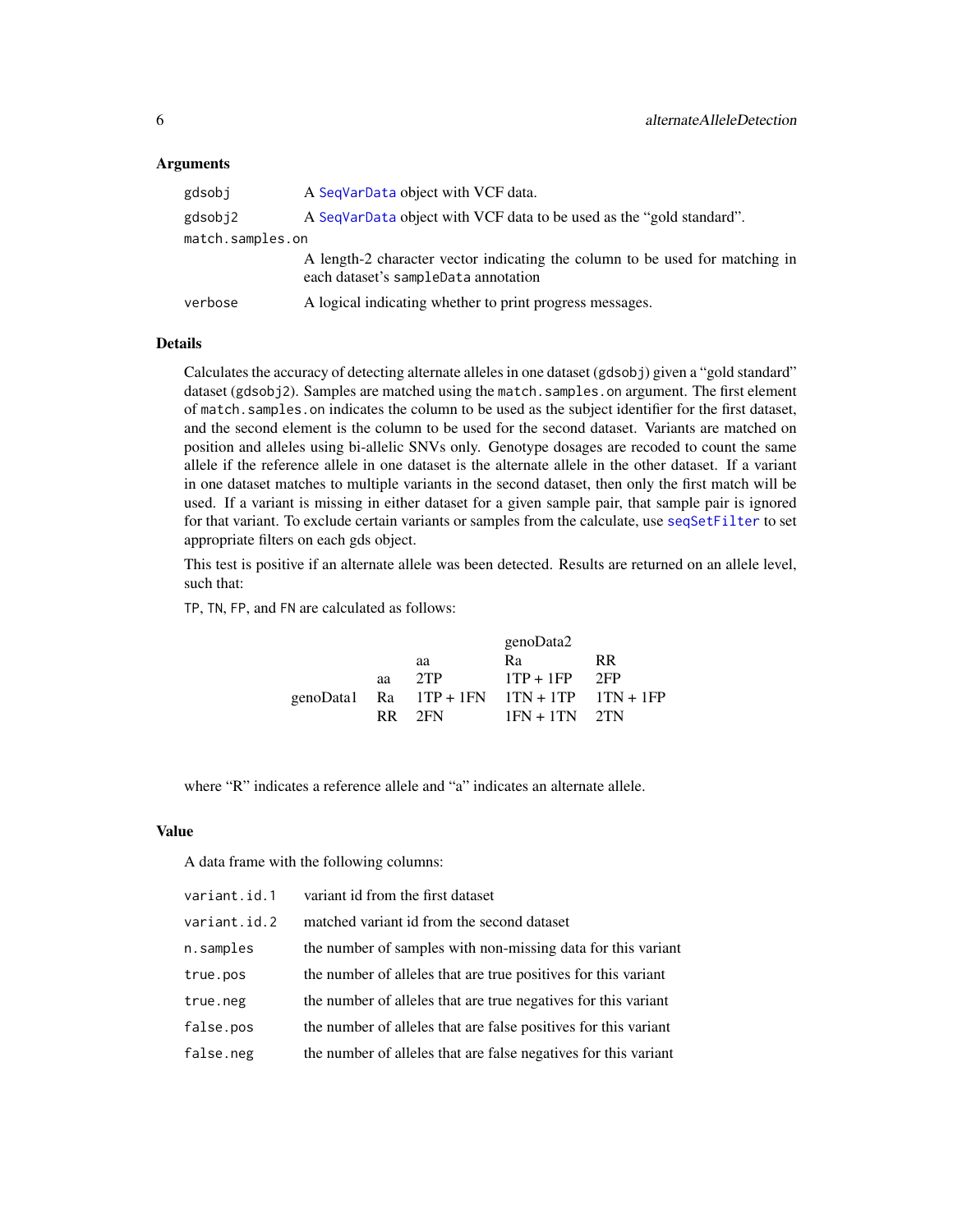## Arguments

| | |
|---|---|
| gdsobj | A SeqVarData object with VCF data. |
| gdsobj2 | A SeqVarData object with VCF data to be used as the "gold standard". |
| match.samples.on | A length-2 character vector indicating the column to be used for matching in each dataset's sampleData annotation |
| verbose | A logical indicating whether to print progress messages. |

## Details

Calculates the accuracy of detecting alternate alleles in one dataset (gdsobj) given a "gold standard" dataset (gdsobj2). Samples are matched using the match.samples.on argument. The first element of match.samples.on indicates the column to be used as the subject identifier for the first dataset, and the second element is the column to be used for the second dataset. Variants are matched on position and alleles using bi-allelic SNVs only. Genotype dosages are recoded to count the same allele if the reference allele in one dataset is the alternate allele in the other dataset. If a variant in one dataset matches to multiple variants in the second dataset, then only the first match will be used. If a variant is missing in either dataset for a given sample pair, that sample pair is ignored for that variant. To exclude certain variants or samples from the calculate, use seqSetFilter to set appropriate filters on each gds object.

This test is positive if an alternate allele was been detected. Results are returned on an allele level, such that:

TP, TN, FP, and FN are calculated as follows:

| | | genoData2 | | |
|---|---|---|---|---|
| | | aa | Ra | RR |
| genoData1 | aa | 2TP | 1TP + 1FP | 2FP |
| | Ra | 1TP + 1FN | 1TN + 1TP | 1TN + 1FP |
| | RR | 2FN | 1FN + 1TN | 2TN |

where "R" indicates a reference allele and "a" indicates an alternate allele.

## Value

A data frame with the following columns:

| | |
|---|---|
| variant.id.1 | variant id from the first dataset |
| variant.id.2 | matched variant id from the second dataset |
| n.samples | the number of samples with non-missing data for this variant |
| true.pos | the number of alleles that are true positives for this variant |
| true.neg | the number of alleles that are true negatives for this variant |
| false.pos | the number of alleles that are false positives for this variant |
| false.neg | the number of alleles that are false negatives for this variant |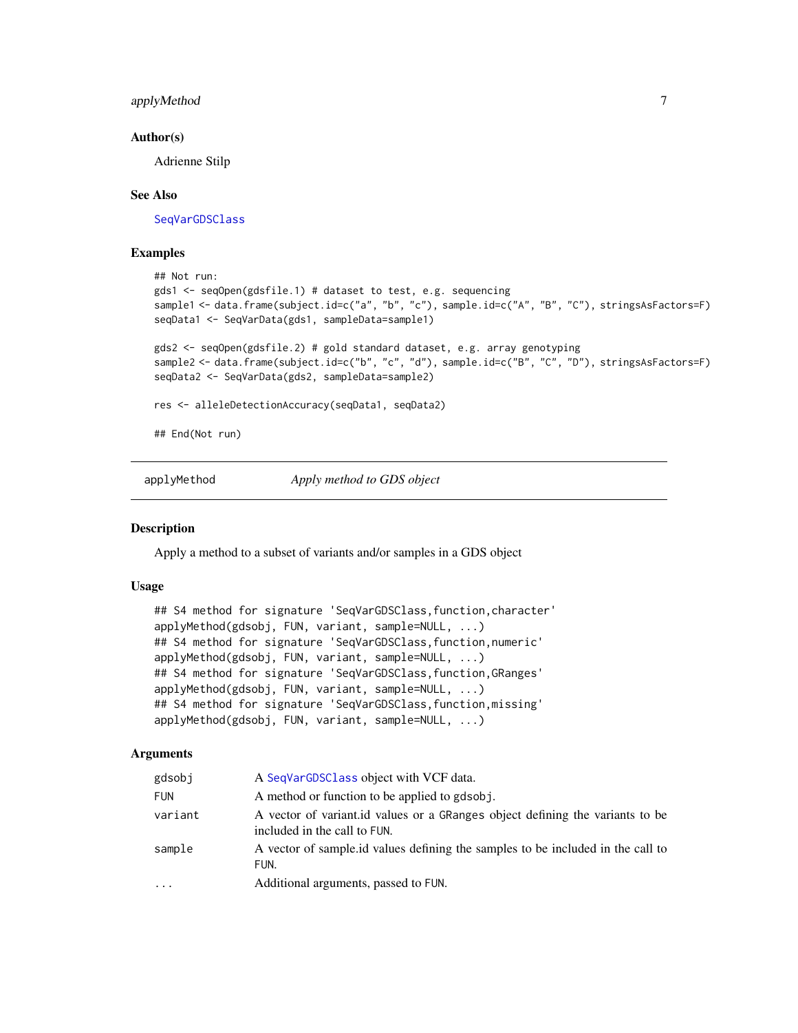### Author(s)

Adrienne Stilp

### See Also

SeqVarGDSClass

### Examples

```
## Not run:
gds1 <- seqOpen(gdsfile.1) # dataset to test, e.g. sequencing
sample1 <- data.frame(subject.id=c("a", "b", "c"), sample.id=c("A", "B", "C"), stringsAsFactors=F)
seqData1 <- SeqVarData(gds1, sampleData=sample1)

gds2 <- seqOpen(gdsfile.2) # gold standard dataset, e.g. array genotyping
sample2 <- data.frame(subject.id=c("b", "c", "d"), sample.id=c("B", "C", "D"), stringsAsFactors=F)
seqData2 <- SeqVarData(gds2, sampleData=sample2)

res <- alleleDetectionAccuracy(seqData1, seqData2)

## End(Not run)
```

---

## applyMethod    *Apply method to GDS object*

---

### Description

Apply a method to a subset of variants and/or samples in a GDS object

### Usage

```
## S4 method for signature 'SeqVarGDSClass,function,character'
applyMethod(gdsobj, FUN, variant, sample=NULL, ...)
## S4 method for signature 'SeqVarGDSClass,function,numeric'
applyMethod(gdsobj, FUN, variant, sample=NULL, ...)
## S4 method for signature 'SeqVarGDSClass,function,GRanges'
applyMethod(gdsobj, FUN, variant, sample=NULL, ...)
## S4 method for signature 'SeqVarGDSClass,function,missing'
applyMethod(gdsobj, FUN, variant, sample=NULL, ...)
```

### Arguments

| | |
|---|---|
| `gdsobj` | A SeqVarGDSClass object with VCF data. |
| `FUN` | A method or function to be applied to gdsobj. |
| `variant` | A vector of variant.id values or a GRanges object defining the variants to be included in the call to FUN. |
| `sample` | A vector of sample.id values defining the samples to be included in the call to FUN. |
| `...` | Additional arguments, passed to FUN. |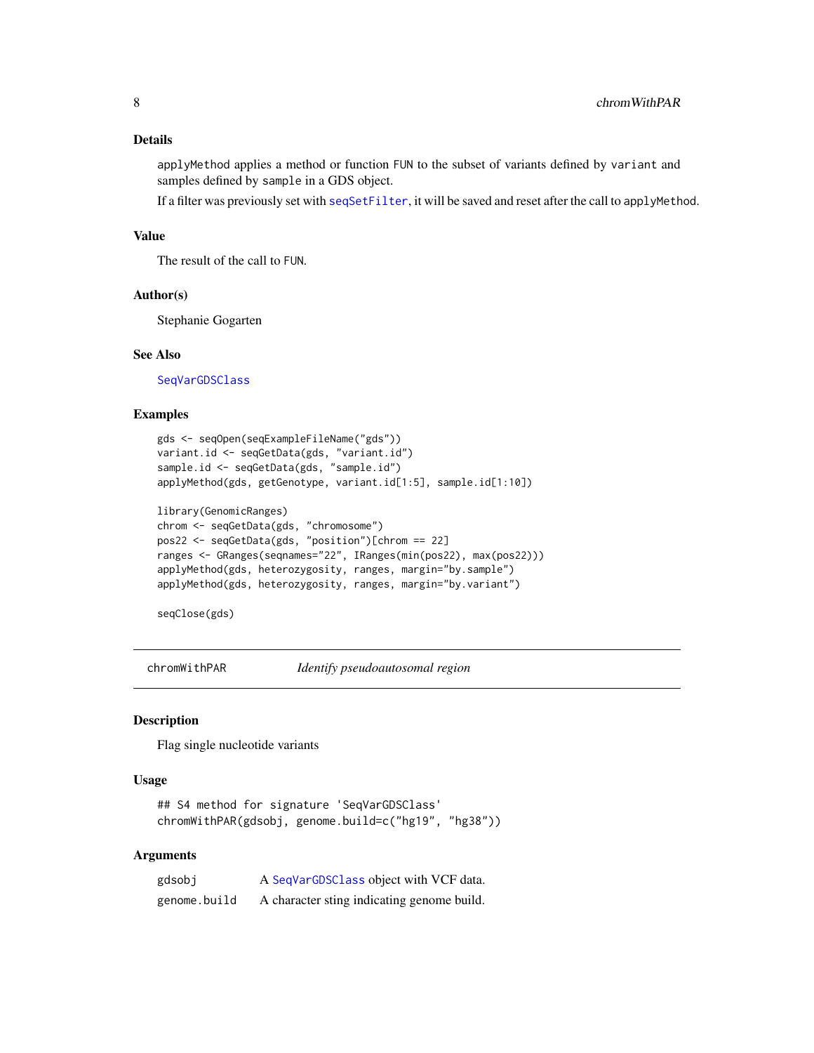### Details

applyMethod applies a method or function FUN to the subset of variants defined by variant and samples defined by sample in a GDS object.

If a filter was previously set with seqSetFilter, it will be saved and reset after the call to applyMethod.

### Value

The result of the call to FUN.

### Author(s)

Stephanie Gogarten

### See Also

SeqVarGDSClass

### Examples

```
gds <- seqOpen(seqExampleFileName("gds"))
variant.id <- seqGetData(gds, "variant.id")
sample.id <- seqGetData(gds, "sample.id")
applyMethod(gds, getGenotype, variant.id[1:5], sample.id[1:10])

library(GenomicRanges)
chrom <- seqGetData(gds, "chromosome")
pos22 <- seqGetData(gds, "position")[chrom == 22]
ranges <- GRanges(seqnames="22", IRanges(min(pos22), max(pos22)))
applyMethod(gds, heterozygosity, ranges, margin="by.sample")
applyMethod(gds, heterozygosity, ranges, margin="by.variant")

seqClose(gds)
```

## chromWithPAR *Identify pseudoautosomal region*

### Description

Flag single nucleotide variants

### Usage

```
## S4 method for signature 'SeqVarGDSClass'
chromWithPAR(gdsobj, genome.build=c("hg19", "hg38"))
```

### Arguments

| | |
|---|---|
| gdsobj | A SeqVarGDSClass object with VCF data. |
| genome.build | A character sting indicating genome build. |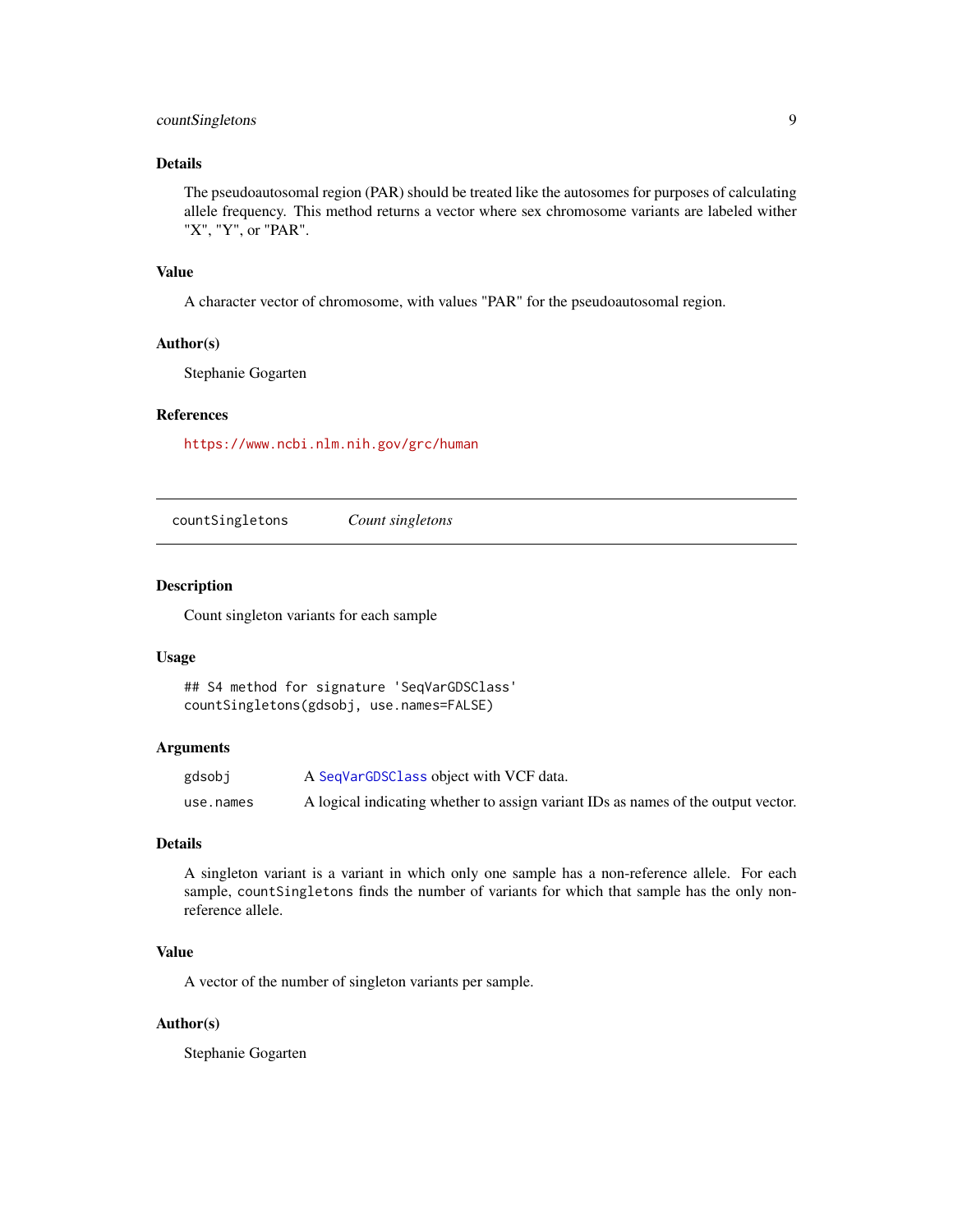### Details

The pseudoautosomal region (PAR) should be treated like the autosomes for purposes of calculating allele frequency. This method returns a vector where sex chromosome variants are labeled wither "X", "Y", or "PAR".

### Value

A character vector of chromosome, with values "PAR" for the pseudoautosomal region.

### Author(s)

Stephanie Gogarten

### References

https://www.ncbi.nlm.nih.gov/grc/human

---

## countSingletons *Count singletons*

### Description

Count singleton variants for each sample

### Usage

```
## S4 method for signature 'SeqVarGDSClass'
countSingletons(gdsobj, use.names=FALSE)
```

### Arguments

| | |
|---|---|
| gdsobj | A SeqVarGDSClass object with VCF data. |
| use.names | A logical indicating whether to assign variant IDs as names of the output vector. |

### Details

A singleton variant is a variant in which only one sample has a non-reference allele. For each sample, countSingletons finds the number of variants for which that sample has the only non-reference allele.

### Value

A vector of the number of singleton variants per sample.

### Author(s)

Stephanie Gogarten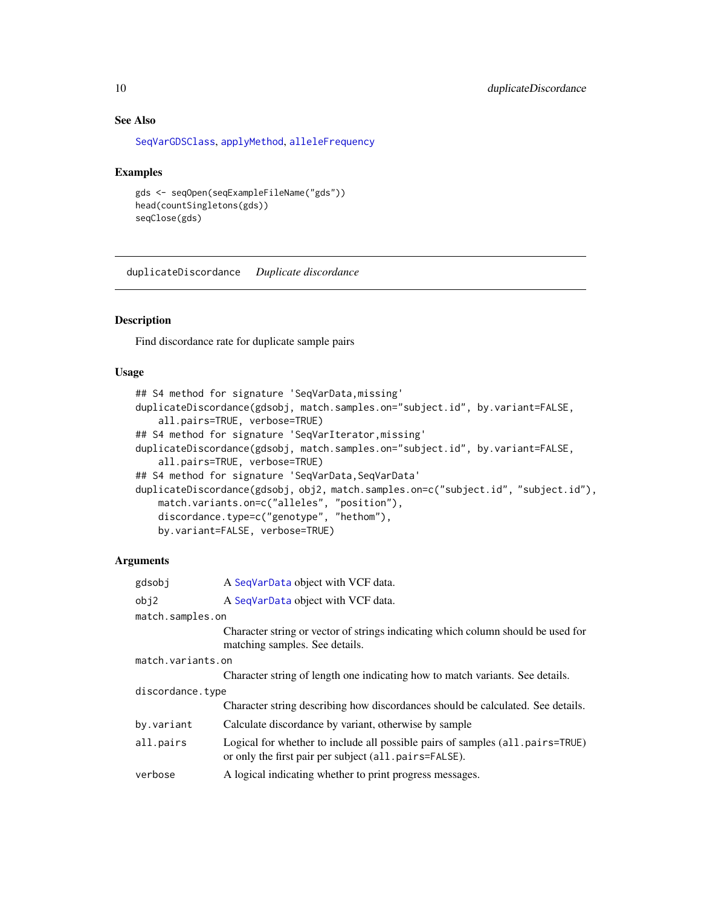## See Also

SeqVarGDSClass, applyMethod, alleleFrequency

## Examples

```
gds <- seqOpen(seqExampleFileName("gds"))
head(countSingletons(gds))
seqClose(gds)
```

---

# duplicateDiscordance    *Duplicate discordance*

---

## Description

Find discordance rate for duplicate sample pairs

## Usage

```
## S4 method for signature 'SeqVarData,missing'
duplicateDiscordance(gdsobj, match.samples.on="subject.id", by.variant=FALSE,
    all.pairs=TRUE, verbose=TRUE)
## S4 method for signature 'SeqVarIterator,missing'
duplicateDiscordance(gdsobj, match.samples.on="subject.id", by.variant=FALSE,
    all.pairs=TRUE, verbose=TRUE)
## S4 method for signature 'SeqVarData,SeqVarData'
duplicateDiscordance(gdsobj, obj2, match.samples.on=c("subject.id", "subject.id"),
    match.variants.on=c("alleles", "position"),
    discordance.type=c("genotype", "hethom"),
    by.variant=FALSE, verbose=TRUE)
```

## Arguments

| | |
|---|---|
| `gdsobj` | A SeqVarData object with VCF data. |
| `obj2` | A SeqVarData object with VCF data. |
| `match.samples.on` | Character string or vector of strings indicating which column should be used for matching samples. See details. |
| `match.variants.on` | Character string of length one indicating how to match variants. See details. |
| `discordance.type` | Character string describing how discordances should be calculated. See details. |
| `by.variant` | Calculate discordance by variant, otherwise by sample |
| `all.pairs` | Logical for whether to include all possible pairs of samples (`all.pairs=TRUE`) or only the first pair per subject (`all.pairs=FALSE`). |
| `verbose` | A logical indicating whether to print progress messages. |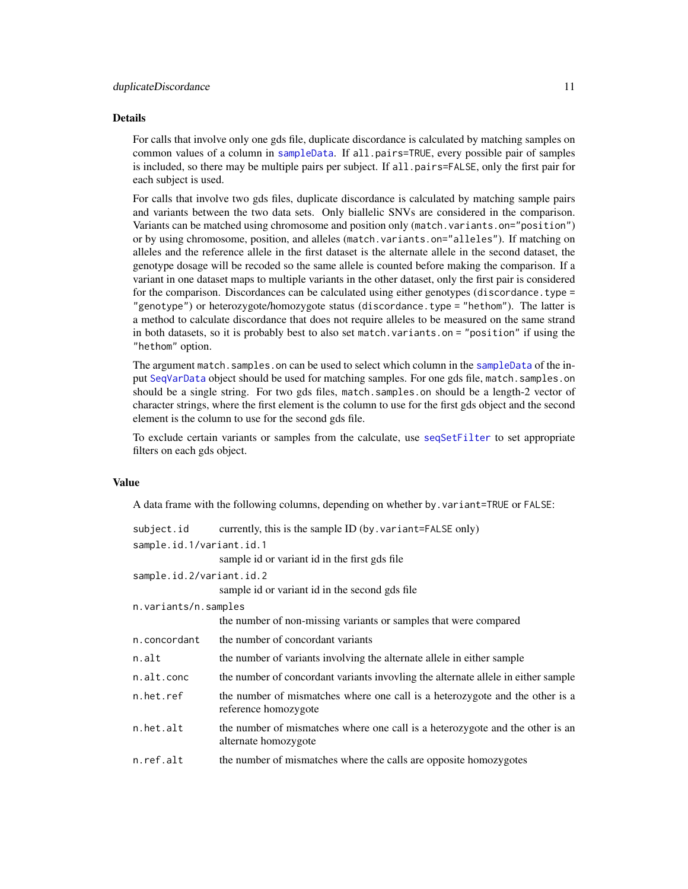## Details

For calls that involve only one gds file, duplicate discordance is calculated by matching samples on common values of a column in `sampleData`. If `all.pairs=TRUE`, every possible pair of samples is included, so there may be multiple pairs per subject. If `all.pairs=FALSE`, only the first pair for each subject is used.

For calls that involve two gds files, duplicate discordance is calculated by matching sample pairs and variants between the two data sets. Only biallelic SNVs are considered in the comparison. Variants can be matched using chromosome and position only (`match.variants.on="position"`) or by using chromosome, position, and alleles (`match.variants.on="alleles"`). If matching on alleles and the reference allele in the first dataset is the alternate allele in the second dataset, the genotype dosage will be recoded so the same allele is counted before making the comparison. If a variant in one dataset maps to multiple variants in the other dataset, only the first pair is considered for the comparison. Discordances can be calculated using either genotypes (`discordance.type = "genotype"`) or heterozygote/homozygote status (`discordance.type = "hethom"`). The latter is a method to calculate discordance that does not require alleles to be measured on the same strand in both datasets, so it is probably best to also set `match.variants.on = "position"` if using the `"hethom"` option.

The argument `match.samples.on` can be used to select which column in the `sampleData` of the input `SeqVarData` object should be used for matching samples. For one gds file, `match.samples.on` should be a single string. For two gds files, `match.samples.on` should be a length-2 vector of character strings, where the first element is the column to use for the first gds object and the second element is the column to use for the second gds file.

To exclude certain variants or samples from the calculate, use `seqSetFilter` to set appropriate filters on each gds object.

## Value

A data frame with the following columns, depending on whether `by.variant=TRUE` or `FALSE`:

- `subject.id` — currently, this is the sample ID (`by.variant=FALSE` only)
- `sample.id.1/variant.id.1` — sample id or variant id in the first gds file
- `sample.id.2/variant.id.2` — sample id or variant id in the second gds file
- `n.variants/n.samples` — the number of non-missing variants or samples that were compared
- `n.concordant` — the number of concordant variants
- `n.alt` — the number of variants involving the alternate allele in either sample
- `n.alt.conc` — the number of concordant variants invovling the alternate allele in either sample
- `n.het.ref` — the number of mismatches where one call is a heterozygote and the other is a reference homozygote
- `n.het.alt` — the number of mismatches where one call is a heterozygote and the other is an alternate homozygote
- `n.ref.alt` — the number of mismatches where the calls are opposite homozygotes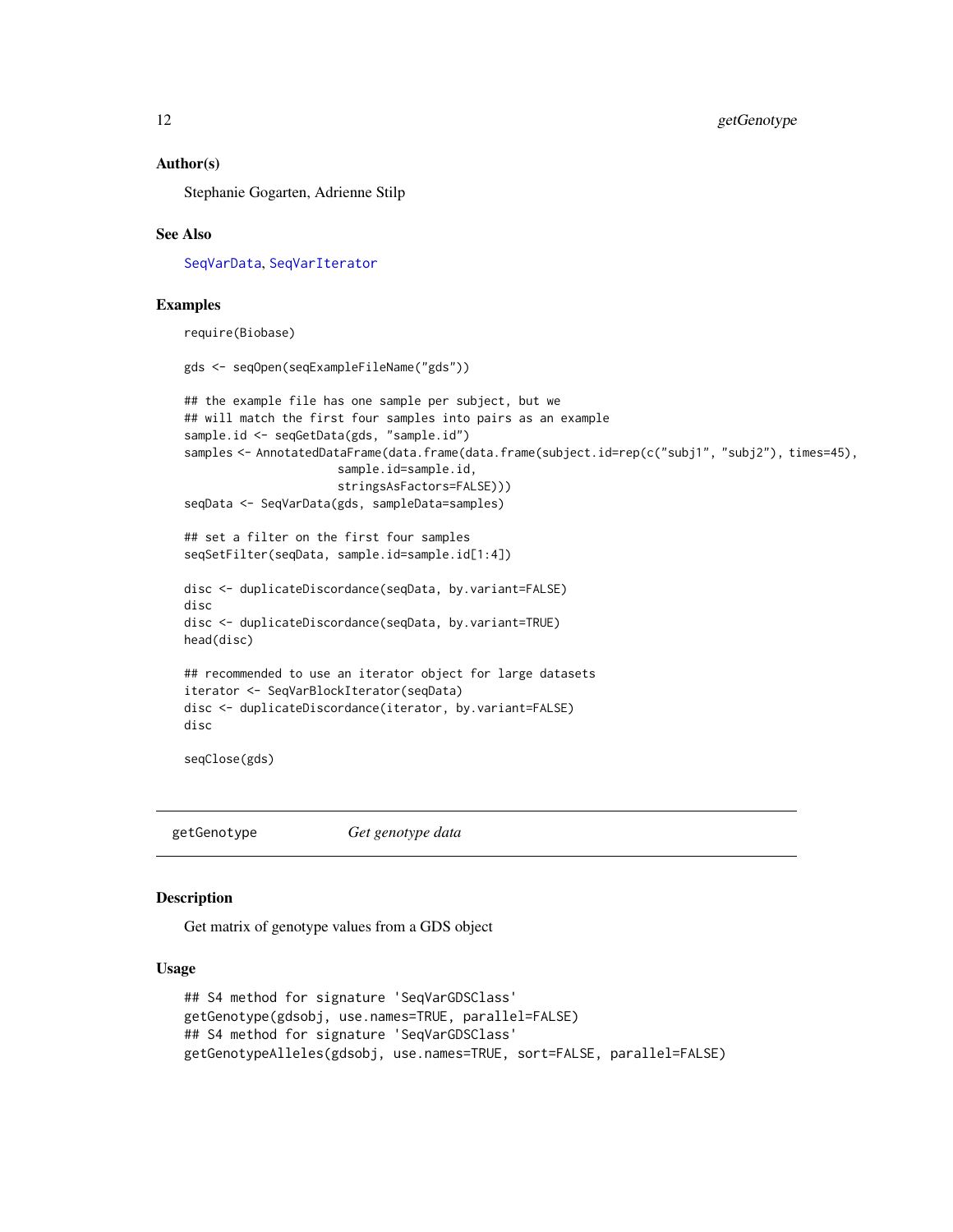### Author(s)

Stephanie Gogarten, Adrienne Stilp

### See Also

SeqVarData, SeqVarIterator

### Examples

```
require(Biobase)

gds <- seqOpen(seqExampleFileName("gds"))

## the example file has one sample per subject, but we
## will match the first four samples into pairs as an example
sample.id <- seqGetData(gds, "sample.id")
samples <- AnnotatedDataFrame(data.frame(data.frame(subject.id=rep(c("subj1", "subj2"), times=45),
                     sample.id=sample.id,
                     stringsAsFactors=FALSE)))
seqData <- SeqVarData(gds, sampleData=samples)

## set a filter on the first four samples
seqSetFilter(seqData, sample.id=sample.id[1:4])

disc <- duplicateDiscordance(seqData, by.variant=FALSE)
disc
disc <- duplicateDiscordance(seqData, by.variant=TRUE)
head(disc)

## recommended to use an iterator object for large datasets
iterator <- SeqVarBlockIterator(seqData)
disc <- duplicateDiscordance(iterator, by.variant=FALSE)
disc

seqClose(gds)
```

---

## getGenotype — *Get genotype data*

---

### Description

Get matrix of genotype values from a GDS object

### Usage

```
## S4 method for signature 'SeqVarGDSClass'
getGenotype(gdsobj, use.names=TRUE, parallel=FALSE)
## S4 method for signature 'SeqVarGDSClass'
getGenotypeAlleles(gdsobj, use.names=TRUE, sort=FALSE, parallel=FALSE)
```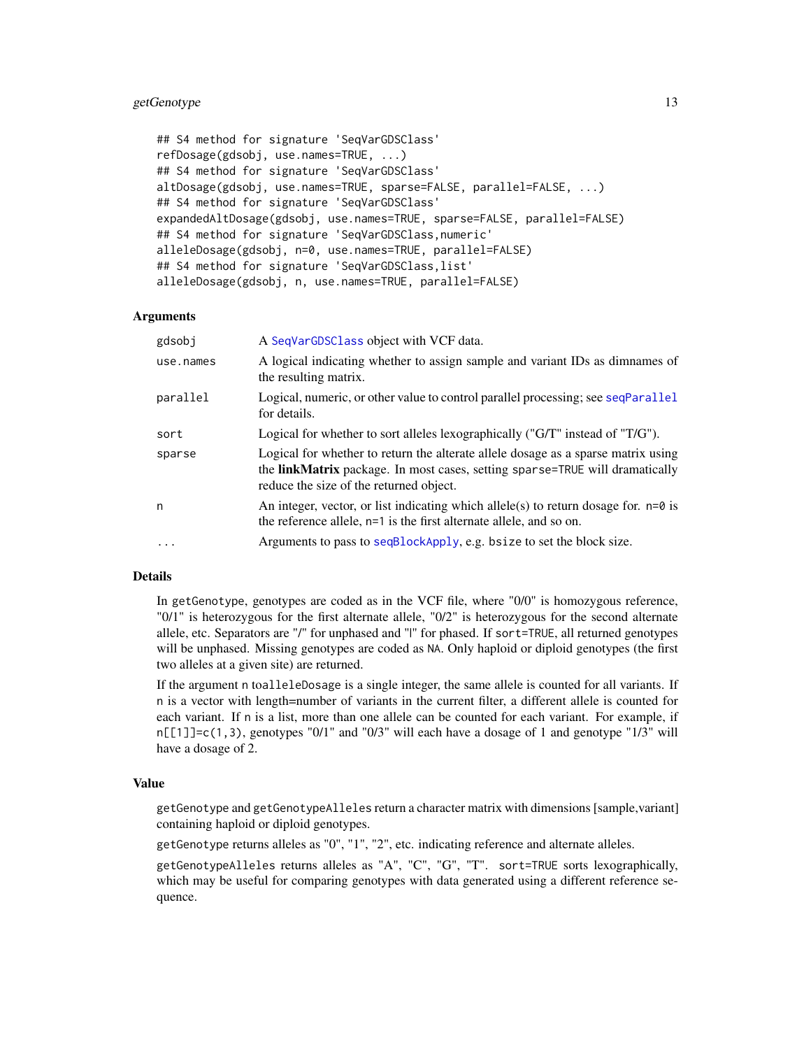```
## S4 method for signature 'SeqVarGDSClass'
refDosage(gdsobj, use.names=TRUE, ...)
## S4 method for signature 'SeqVarGDSClass'
altDosage(gdsobj, use.names=TRUE, sparse=FALSE, parallel=FALSE, ...)
## S4 method for signature 'SeqVarGDSClass'
expandedAltDosage(gdsobj, use.names=TRUE, sparse=FALSE, parallel=FALSE)
## S4 method for signature 'SeqVarGDSClass,numeric'
alleleDosage(gdsobj, n=0, use.names=TRUE, parallel=FALSE)
## S4 method for signature 'SeqVarGDSClass,list'
alleleDosage(gdsobj, n, use.names=TRUE, parallel=FALSE)
```

## Arguments

| | |
|---|---|
| `gdsobj` | A `SeqVarGDSClass` object with VCF data. |
| `use.names` | A logical indicating whether to assign sample and variant IDs as dimnames of the resulting matrix. |
| `parallel` | Logical, numeric, or other value to control parallel processing; see `seqParallel` for details. |
| `sort` | Logical for whether to sort alleles lexographically ("G/T" instead of "T/G"). |
| `sparse` | Logical for whether to return the alterate allele dosage as a sparse matrix using the **linkMatrix** package. In most cases, setting `sparse=TRUE` will dramatically reduce the size of the returned object. |
| `n` | An integer, vector, or list indicating which allele(s) to return dosage for. `n=0` is the reference allele, `n=1` is the first alternate allele, and so on. |
| `...` | Arguments to pass to `seqBlockApply`, e.g. `bsize` to set the block size. |

## Details

In `getGenotype`, genotypes are coded as in the VCF file, where "0/0" is homozygous reference, "0/1" is heterozygous for the first alternate allele, "0/2" is heterozygous for the second alternate allele, etc. Separators are "/" for unphased and "|" for phased. If `sort=TRUE`, all returned genotypes will be unphased. Missing genotypes are coded as `NA`. Only haploid or diploid genotypes (the first two alleles at a given site) are returned.

If the argument `n` to`alleleDosage` is a single integer, the same allele is counted for all variants. If `n` is a vector with length=number of variants in the current filter, a different allele is counted for each variant. If `n` is a list, more than one allele can be counted for each variant. For example, if `n[[1]]=c(1,3)`, genotypes "0/1" and "0/3" will each have a dosage of 1 and genotype "1/3" will have a dosage of 2.

## Value

`getGenotype` and `getGenotypeAlleles` return a character matrix with dimensions [sample,variant] containing haploid or diploid genotypes.

`getGenotype` returns alleles as "0", "1", "2", etc. indicating reference and alternate alleles.

`getGenotypeAlleles` returns alleles as "A", "C", "G", "T". `sort=TRUE` sorts lexographically, which may be useful for comparing genotypes with data generated using a different reference sequence.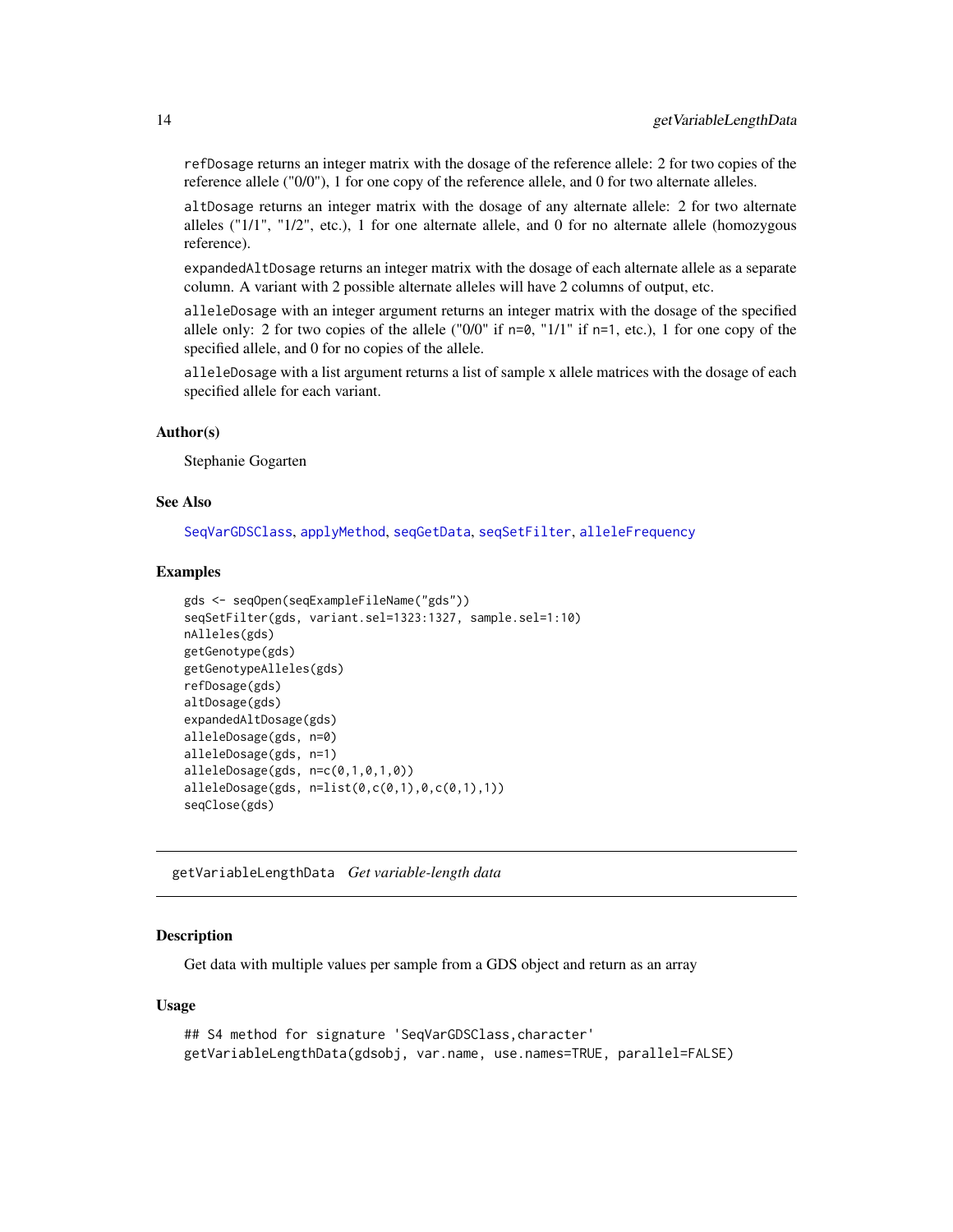`refDosage` returns an integer matrix with the dosage of the reference allele: 2 for two copies of the reference allele ("0/0"), 1 for one copy of the reference allele, and 0 for two alternate alleles.

`altDosage` returns an integer matrix with the dosage of any alternate allele: 2 for two alternate alleles ("1/1", "1/2", etc.), 1 for one alternate allele, and 0 for no alternate allele (homozygous reference).

`expandedAltDosage` returns an integer matrix with the dosage of each alternate allele as a separate column. A variant with 2 possible alternate alleles will have 2 columns of output, etc.

`alleleDosage` with an integer argument returns an integer matrix with the dosage of the specified allele only: 2 for two copies of the allele ("0/0" if `n=0`, "1/1" if `n=1`, etc.), 1 for one copy of the specified allele, and 0 for no copies of the allele.

`alleleDosage` with a list argument returns a list of sample x allele matrices with the dosage of each specified allele for each variant.

### Author(s)

Stephanie Gogarten

### See Also

SeqVarGDSClass, applyMethod, seqGetData, seqSetFilter, alleleFrequency

### Examples

```
gds <- seqOpen(seqExampleFileName("gds"))
seqSetFilter(gds, variant.sel=1323:1327, sample.sel=1:10)
nAlleles(gds)
getGenotype(gds)
getGenotypeAlleles(gds)
refDosage(gds)
altDosage(gds)
expandedAltDosage(gds)
alleleDosage(gds, n=0)
alleleDosage(gds, n=1)
alleleDosage(gds, n=c(0,1,0,1,0))
alleleDosage(gds, n=list(0,c(0,1),0,c(0,1),1))
seqClose(gds)
```

---

## getVariableLengthData *Get variable-length data*

### Description

Get data with multiple values per sample from a GDS object and return as an array

### Usage

```
## S4 method for signature 'SeqVarGDSClass,character'
getVariableLengthData(gdsobj, var.name, use.names=TRUE, parallel=FALSE)
```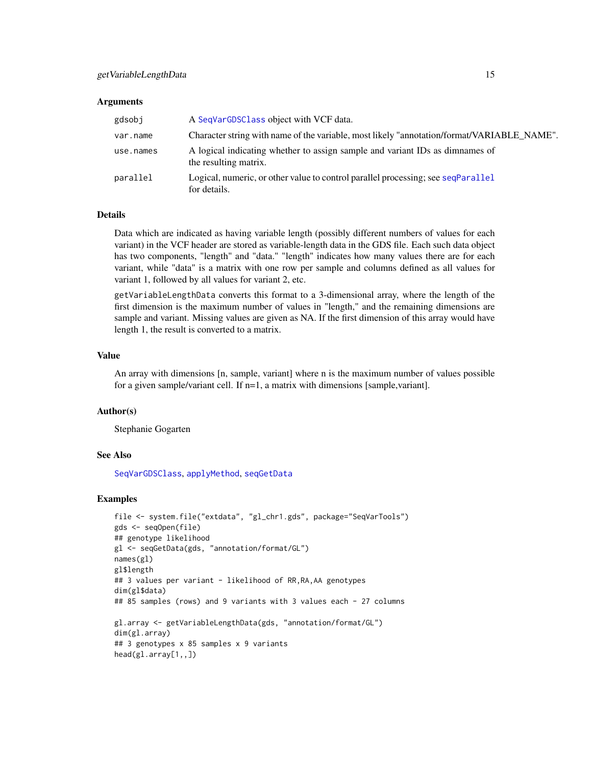### Arguments

| | |
|---|---|
| gdsobj | A SeqVarGDSClass object with VCF data. |
| var.name | Character string with name of the variable, most likely "annotation/format/VARIABLE_NAME". |
| use.names | A logical indicating whether to assign sample and variant IDs as dimnames of the resulting matrix. |
| parallel | Logical, numeric, or other value to control parallel processing; see seqParallel for details. |

### Details

Data which are indicated as having variable length (possibly different numbers of values for each variant) in the VCF header are stored as variable-length data in the GDS file. Each such data object has two components, "length" and "data." "length" indicates how many values there are for each variant, while "data" is a matrix with one row per sample and columns defined as all values for variant 1, followed by all values for variant 2, etc.

getVariableLengthData converts this format to a 3-dimensional array, where the length of the first dimension is the maximum number of values in "length," and the remaining dimensions are sample and variant. Missing values are given as NA. If the first dimension of this array would have length 1, the result is converted to a matrix.

### Value

An array with dimensions [n, sample, variant] where n is the maximum number of values possible for a given sample/variant cell. If n=1, a matrix with dimensions [sample,variant].

### Author(s)

Stephanie Gogarten

### See Also

SeqVarGDSClass, applyMethod, seqGetData

### Examples

```
file <- system.file("extdata", "gl_chr1.gds", package="SeqVarTools")
gds <- seqOpen(file)
## genotype likelihood
gl <- seqGetData(gds, "annotation/format/GL")
names(gl)
gl$length
## 3 values per variant - likelihood of RR,RA,AA genotypes
dim(gl$data)
## 85 samples (rows) and 9 variants with 3 values each - 27 columns

gl.array <- getVariableLengthData(gds, "annotation/format/GL")
dim(gl.array)
## 3 genotypes x 85 samples x 9 variants
head(gl.array[1,,])
```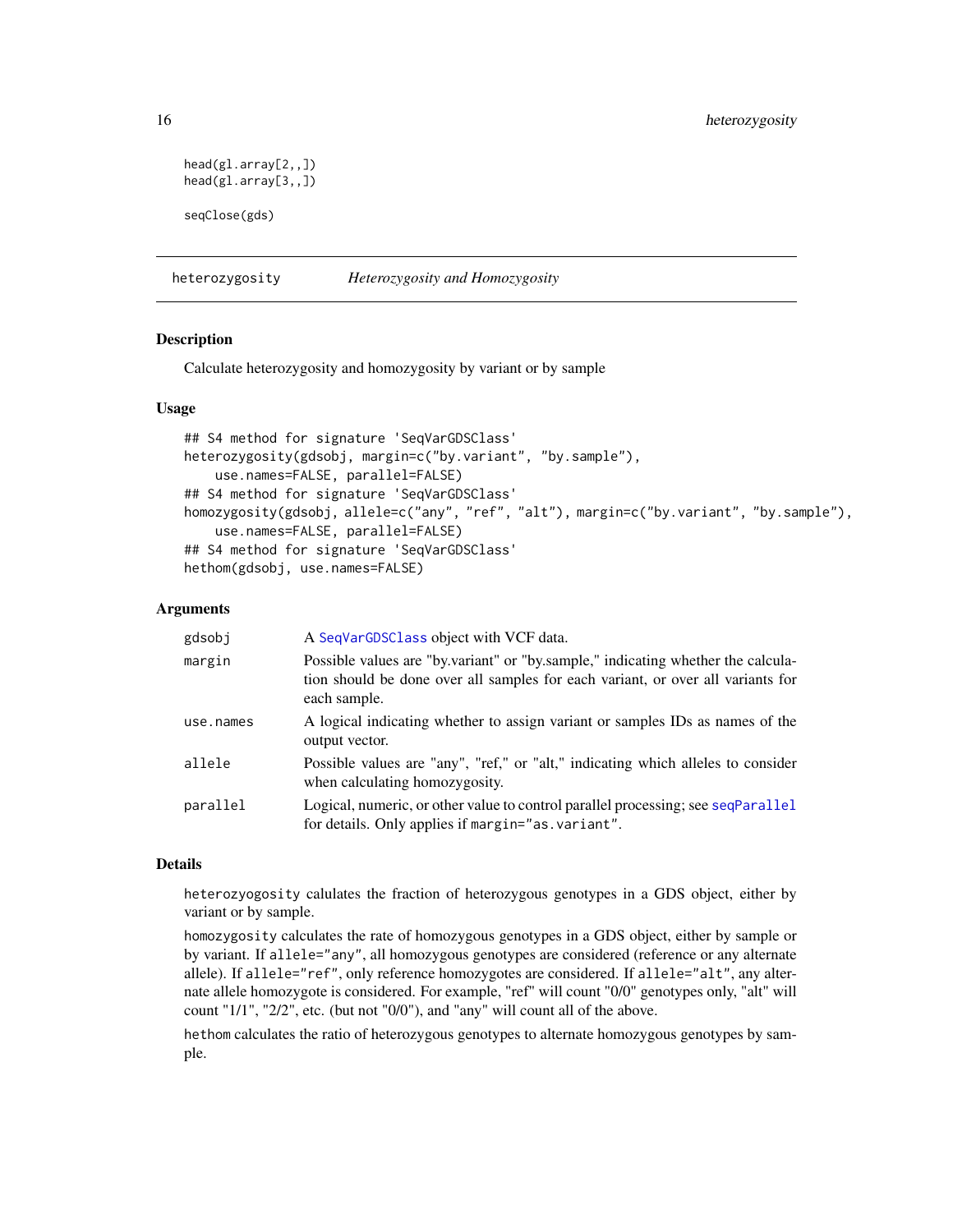```
head(gl.array[2,,])
head(gl.array[3,,])

seqClose(gds)
```

---

## heterozygosity — *Heterozygosity and Homozygosity*

### Description

Calculate heterozygosity and homozygosity by variant or by sample

### Usage

```
## S4 method for signature 'SeqVarGDSClass'
heterozygosity(gdsobj, margin=c("by.variant", "by.sample"),
    use.names=FALSE, parallel=FALSE)
## S4 method for signature 'SeqVarGDSClass'
homozygosity(gdsobj, allele=c("any", "ref", "alt"), margin=c("by.variant", "by.sample"),
    use.names=FALSE, parallel=FALSE)
## S4 method for signature 'SeqVarGDSClass'
hethom(gdsobj, use.names=FALSE)
```

### Arguments

| | |
|---|---|
| gdsobj | A SeqVarGDSClass object with VCF data. |
| margin | Possible values are "by.variant" or "by.sample," indicating whether the calculation should be done over all samples for each variant, or over all variants for each sample. |
| use.names | A logical indicating whether to assign variant or samples IDs as names of the output vector. |
| allele | Possible values are "any", "ref," or "alt," indicating which alleles to consider when calculating homozygosity. |
| parallel | Logical, numeric, or other value to control parallel processing; see seqParallel for details. Only applies if margin="as.variant". |

### Details

heterozyogosity calulates the fraction of heterozygous genotypes in a GDS object, either by variant or by sample.

homozygosity calculates the rate of homozygous genotypes in a GDS object, either by sample or by variant. If allele="any", all homozygous genotypes are considered (reference or any alternate allele). If allele="ref", only reference homozygotes are considered. If allele="alt", any alternate allele homozygote is considered. For example, "ref" will count "0/0" genotypes only, "alt" will count "1/1", "2/2", etc. (but not "0/0"), and "any" will count all of the above.

hethom calculates the ratio of heterozygous genotypes to alternate homozygous genotypes by sample.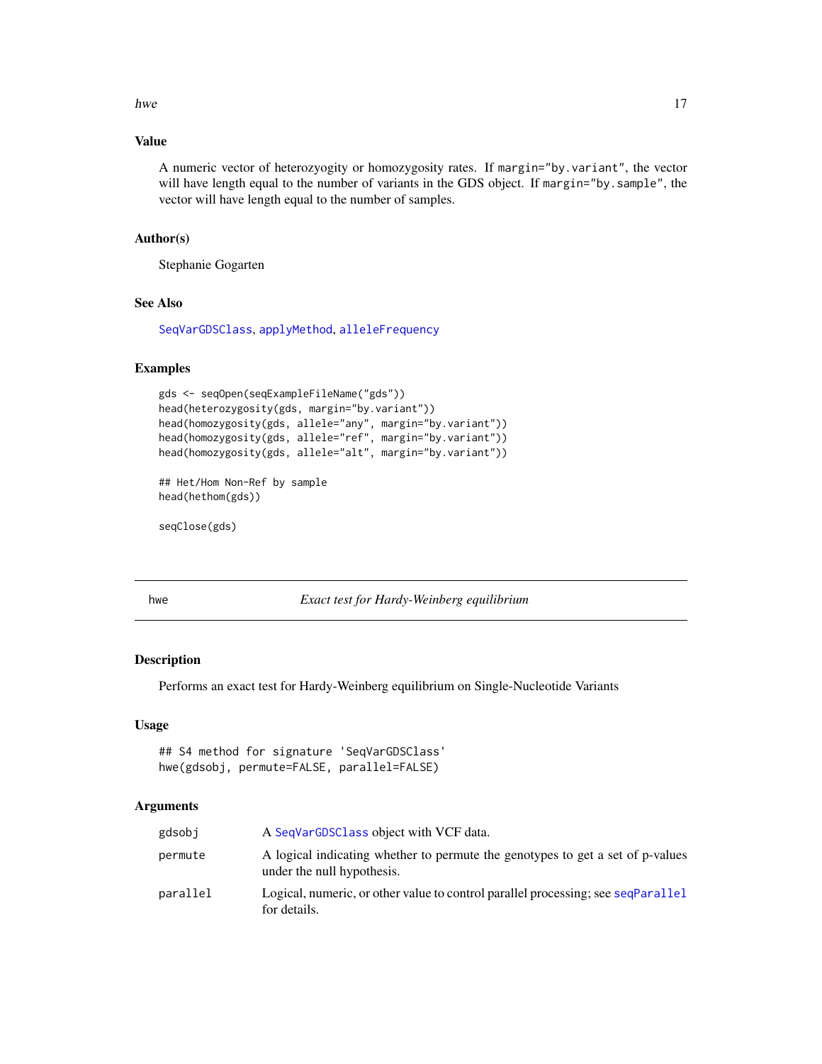## Value

A numeric vector of heterozyogity or homozygosity rates. If `margin="by.variant"`, the vector will have length equal to the number of variants in the GDS object. If `margin="by.sample"`, the vector will have length equal to the number of samples.

## Author(s)

Stephanie Gogarten

## See Also

`SeqVarGDSClass`, `applyMethod`, `alleleFrequency`

## Examples

```
gds <- seqOpen(seqExampleFileName("gds"))
head(heterozygosity(gds, margin="by.variant"))
head(homozygosity(gds, allele="any", margin="by.variant"))
head(homozygosity(gds, allele="ref", margin="by.variant"))
head(homozygosity(gds, allele="alt", margin="by.variant"))

## Het/Hom Non-Ref by sample
head(hethom(gds))

seqClose(gds)
```

---

# hwe — *Exact test for Hardy-Weinberg equilibrium*

## Description

Performs an exact test for Hardy-Weinberg equilibrium on Single-Nucleotide Variants

## Usage

```
## S4 method for signature 'SeqVarGDSClass'
hwe(gdsobj, permute=FALSE, parallel=FALSE)
```

## Arguments

| | |
|---|---|
| `gdsobj` | A `SeqVarGDSClass` object with VCF data. |
| `permute` | A logical indicating whether to permute the genotypes to get a set of p-values under the null hypothesis. |
| `parallel` | Logical, numeric, or other value to control parallel processing; see `seqParallel` for details. |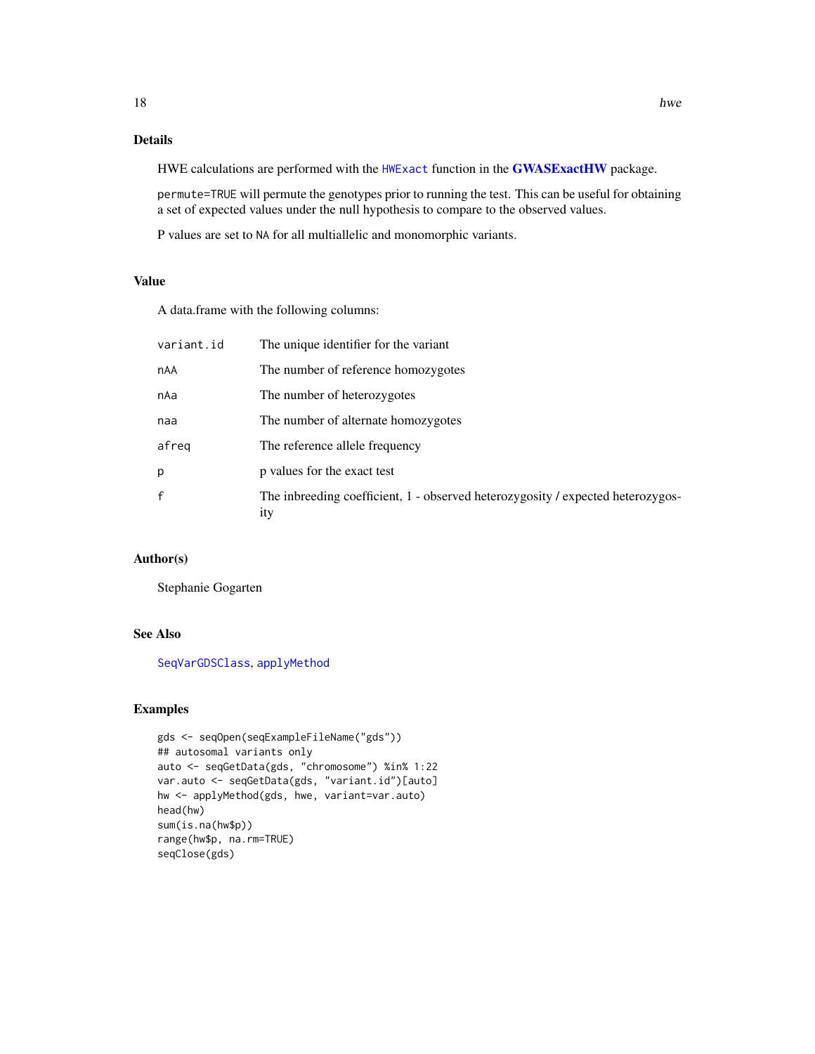## Details

HWE calculations are performed with the `HWExact` function in the **GWASExactHW** package.

`permute=TRUE` will permute the genotypes prior to running the test. This can be useful for obtaining a set of expected values under the null hypothesis to compare to the observed values.

P values are set to `NA` for all multiallelic and monomorphic variants.

## Value

A data.frame with the following columns:

| | |
|---|---|
| `variant.id` | The unique identifier for the variant |
| `nAA` | The number of reference homozygotes |
| `nAa` | The number of heterozygotes |
| `naa` | The number of alternate homozygotes |
| `afreq` | The reference allele frequency |
| `p` | p values for the exact test |
| `f` | The inbreeding coefficient, 1 - observed heterozygosity / expected heterozygosity |

## Author(s)

Stephanie Gogarten

## See Also

`SeqVarGDSClass`, `applyMethod`

## Examples

```
gds <- seqOpen(seqExampleFileName("gds"))
## autosomal variants only
auto <- seqGetData(gds, "chromosome") %in% 1:22
var.auto <- seqGetData(gds, "variant.id")[auto]
hw <- applyMethod(gds, hwe, variant=var.auto)
head(hw)
sum(is.na(hw$p))
range(hw$p, na.rm=TRUE)
seqClose(gds)
```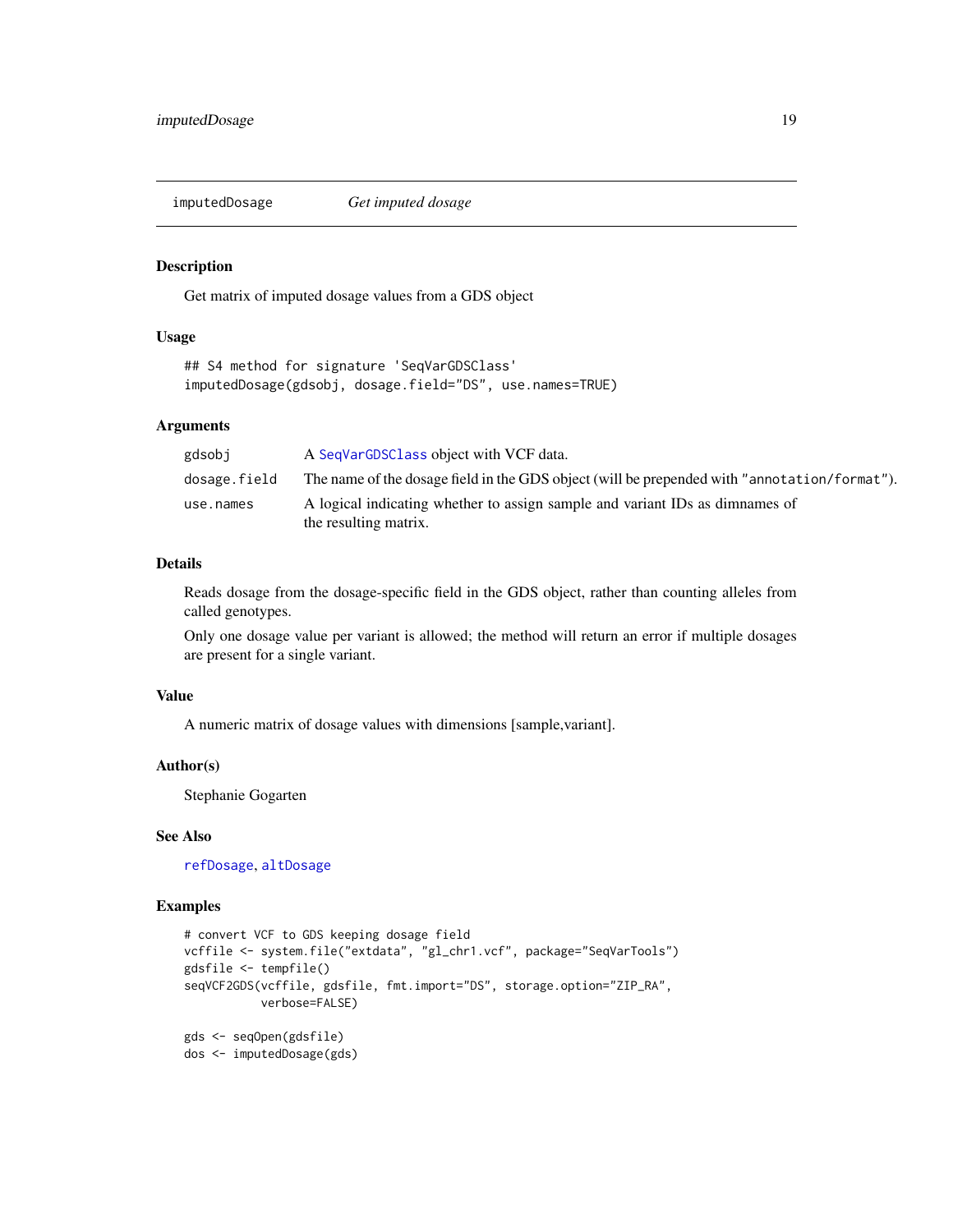# imputedDosage — *Get imputed dosage*

## Description

Get matrix of imputed dosage values from a GDS object

## Usage

```
## S4 method for signature 'SeqVarGDSClass'
imputedDosage(gdsobj, dosage.field="DS", use.names=TRUE)
```

## Arguments

| | |
|---|---|
| `gdsobj` | A `SeqVarGDSClass` object with VCF data. |
| `dosage.field` | The name of the dosage field in the GDS object (will be prepended with `"annotation/format"`). |
| `use.names` | A logical indicating whether to assign sample and variant IDs as dimnames of the resulting matrix. |

## Details

Reads dosage from the dosage-specific field in the GDS object, rather than counting alleles from called genotypes.

Only one dosage value per variant is allowed; the method will return an error if multiple dosages are present for a single variant.

## Value

A numeric matrix of dosage values with dimensions [sample,variant].

## Author(s)

Stephanie Gogarten

## See Also

`refDosage`, `altDosage`

## Examples

```
# convert VCF to GDS keeping dosage field
vcffile <- system.file("extdata", "gl_chr1.vcf", package="SeqVarTools")
gdsfile <- tempfile()
seqVCF2GDS(vcffile, gdsfile, fmt.import="DS", storage.option="ZIP_RA",
           verbose=FALSE)

gds <- seqOpen(gdsfile)
dos <- imputedDosage(gds)
```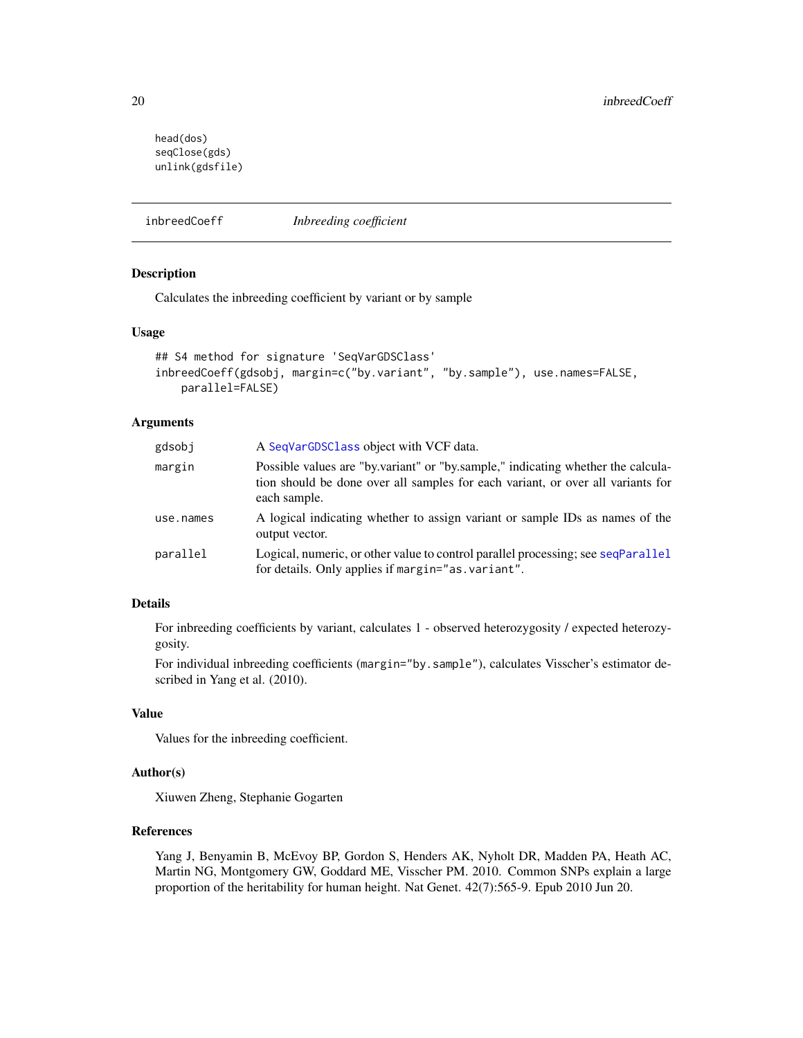```
head(dos)
seqClose(gds)
unlink(gdsfile)
```

## inbreedCoeff — *Inbreeding coefficient*

### Description

Calculates the inbreeding coefficient by variant or by sample

### Usage

```
## S4 method for signature 'SeqVarGDSClass'
inbreedCoeff(gdsobj, margin=c("by.variant", "by.sample"), use.names=FALSE,
    parallel=FALSE)
```

### Arguments

| | |
|---|---|
| gdsobj | A SeqVarGDSClass object with VCF data. |
| margin | Possible values are "by.variant" or "by.sample," indicating whether the calculation should be done over all samples for each variant, or over all variants for each sample. |
| use.names | A logical indicating whether to assign variant or sample IDs as names of the output vector. |
| parallel | Logical, numeric, or other value to control parallel processing; see seqParallel for details. Only applies if `margin="as.variant"`. |

### Details

For inbreeding coefficients by variant, calculates 1 - observed heterozygosity / expected heterozygosity.

For individual inbreeding coefficients (`margin="by.sample"`), calculates Visscher's estimator described in Yang et al. (2010).

### Value

Values for the inbreeding coefficient.

### Author(s)

Xiuwen Zheng, Stephanie Gogarten

### References

Yang J, Benyamin B, McEvoy BP, Gordon S, Henders AK, Nyholt DR, Madden PA, Heath AC, Martin NG, Montgomery GW, Goddard ME, Visscher PM. 2010. Common SNPs explain a large proportion of the heritability for human height. Nat Genet. 42(7):565-9. Epub 2010 Jun 20.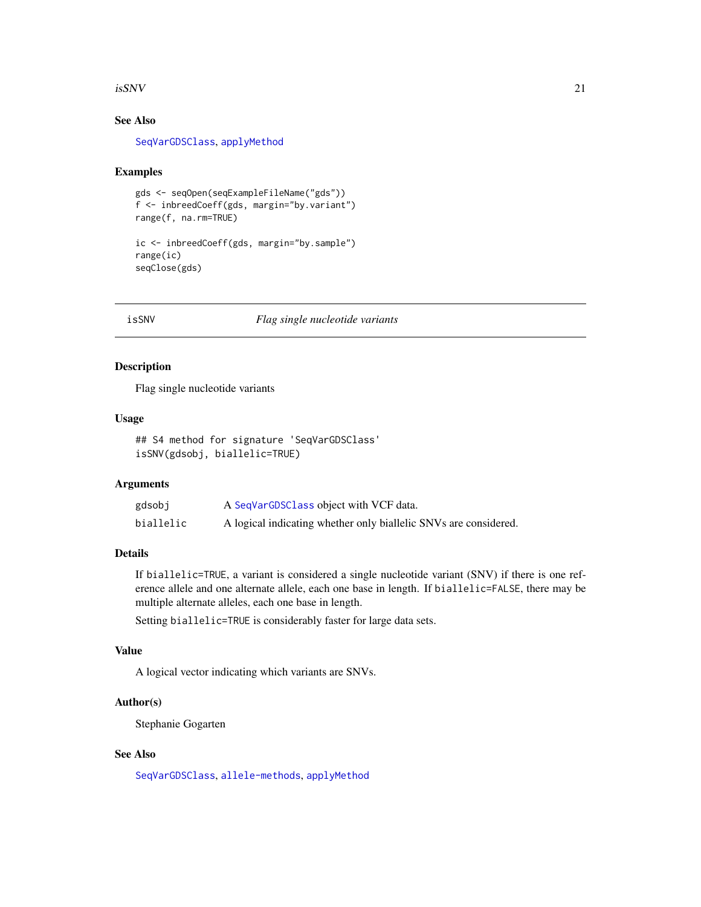### See Also

SeqVarGDSClass, applyMethod

### Examples

```
gds <- seqOpen(seqExampleFileName("gds"))
f <- inbreedCoeff(gds, margin="by.variant")
range(f, na.rm=TRUE)

ic <- inbreedCoeff(gds, margin="by.sample")
range(ic)
seqClose(gds)
```

---

## isSNV *Flag single nucleotide variants*

### Description

Flag single nucleotide variants

### Usage

```
## S4 method for signature 'SeqVarGDSClass'
isSNV(gdsobj, biallelic=TRUE)
```

### Arguments

| | |
|---|---|
| gdsobj | A SeqVarGDSClass object with VCF data. |
| biallelic | A logical indicating whether only biallelic SNVs are considered. |

### Details

If `biallelic=TRUE`, a variant is considered a single nucleotide variant (SNV) if there is one reference allele and one alternate allele, each one base in length. If `biallelic=FALSE`, there may be multiple alternate alleles, each one base in length.

Setting `biallelic=TRUE` is considerably faster for large data sets.

### Value

A logical vector indicating which variants are SNVs.

### Author(s)

Stephanie Gogarten

### See Also

SeqVarGDSClass, allele-methods, applyMethod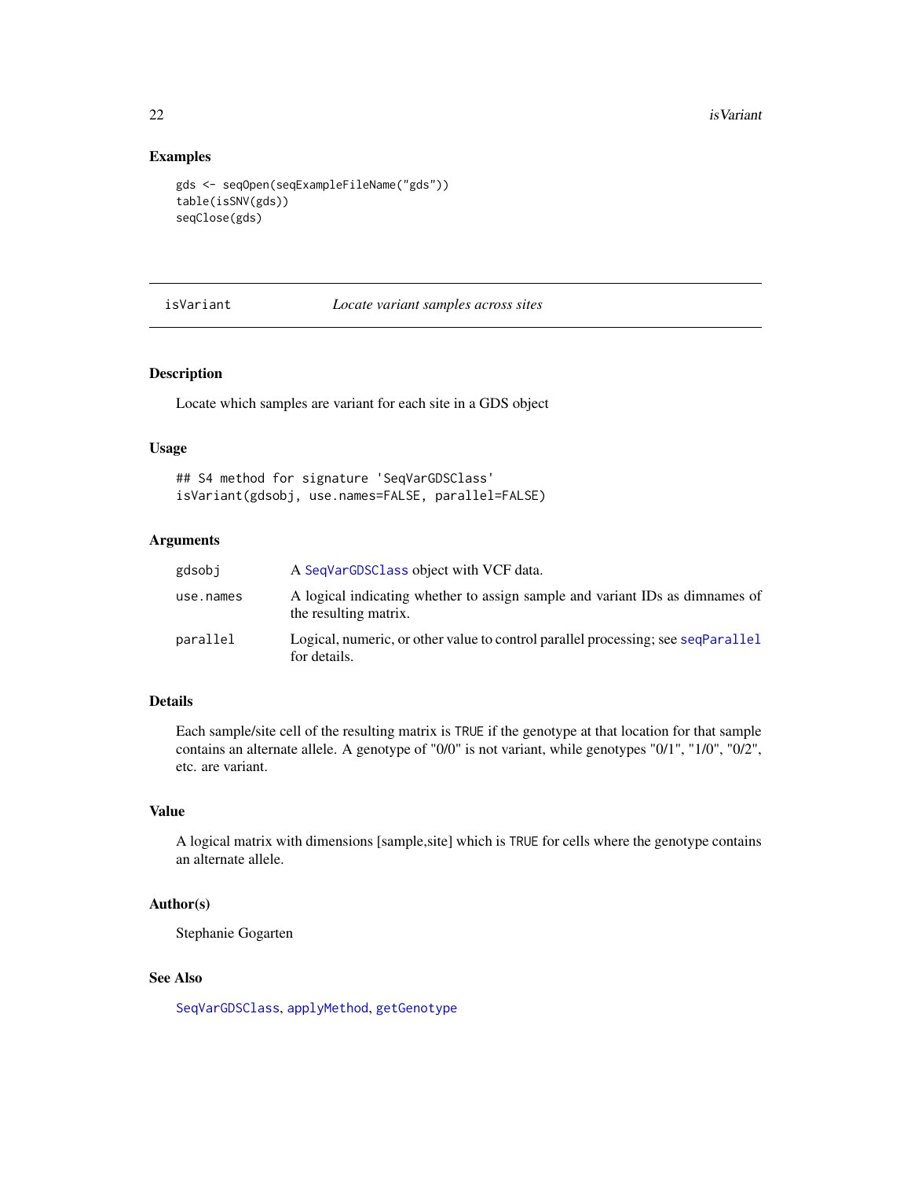### Examples

```
gds <- seqOpen(seqExampleFileName("gds"))
table(isSNV(gds))
seqClose(gds)
```

---

## isVariant *Locate variant samples across sites*

### Description

Locate which samples are variant for each site in a GDS object

### Usage

```
## S4 method for signature 'SeqVarGDSClass'
isVariant(gdsobj, use.names=FALSE, parallel=FALSE)
```

### Arguments

| | |
|---|---|
| `gdsobj` | A `SeqVarGDSClass` object with VCF data. |
| `use.names` | A logical indicating whether to assign sample and variant IDs as dimnames of the resulting matrix. |
| `parallel` | Logical, numeric, or other value to control parallel processing; see `seqParallel` for details. |

### Details

Each sample/site cell of the resulting matrix is `TRUE` if the genotype at that location for that sample contains an alternate allele. A genotype of "0/0" is not variant, while genotypes "0/1", "1/0", "0/2", etc. are variant.

### Value

A logical matrix with dimensions [sample,site] which is `TRUE` for cells where the genotype contains an alternate allele.

### Author(s)

Stephanie Gogarten

### See Also

`SeqVarGDSClass`, `applyMethod`, `getGenotype`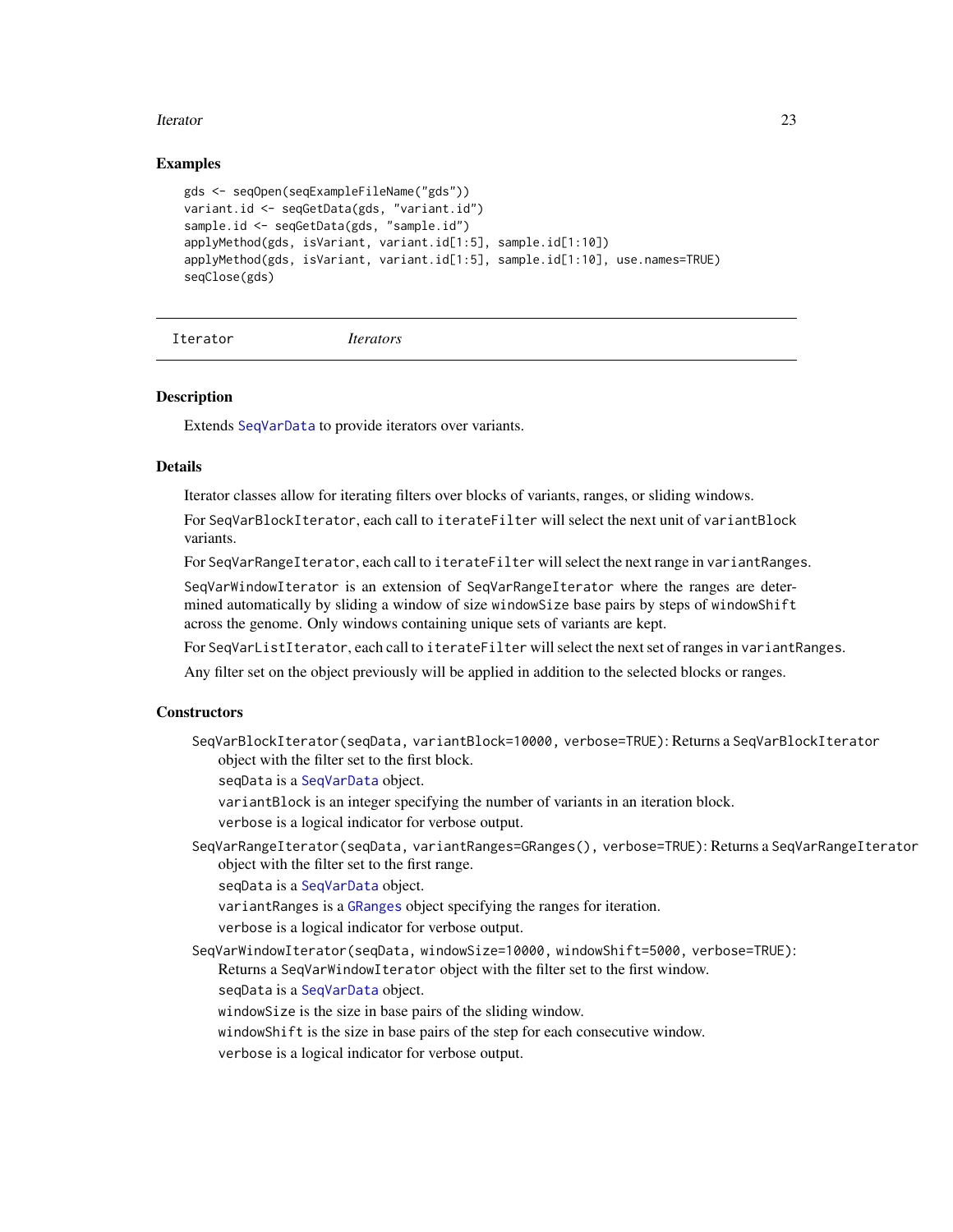## Examples

```
gds <- seqOpen(seqExampleFileName("gds"))
variant.id <- seqGetData(gds, "variant.id")
sample.id <- seqGetData(gds, "sample.id")
applyMethod(gds, isVariant, variant.id[1:5], sample.id[1:10])
applyMethod(gds, isVariant, variant.id[1:5], sample.id[1:10], use.names=TRUE)
seqClose(gds)
```

---

`Iterator` *Iterators*

---

## Description

Extends `SeqVarData` to provide iterators over variants.

## Details

Iterator classes allow for iterating filters over blocks of variants, ranges, or sliding windows.

For `SeqVarBlockIterator`, each call to `iterateFilter` will select the next unit of `variantBlock` variants.

For `SeqVarRangeIterator`, each call to `iterateFilter` will select the next range in `variantRanges`.

`SeqVarWindowIterator` is an extension of `SeqVarRangeIterator` where the ranges are determined automatically by sliding a window of size `windowSize` base pairs by steps of `windowShift` across the genome. Only windows containing unique sets of variants are kept.

For `SeqVarListIterator`, each call to `iterateFilter` will select the next set of ranges in `variantRanges`.

Any filter set on the object previously will be applied in addition to the selected blocks or ranges.

## Constructors

- `SeqVarBlockIterator(seqData, variantBlock=10000, verbose=TRUE)`: Returns a `SeqVarBlockIterator` object with the filter set to the first block.

  `seqData` is a `SeqVarData` object.

  `variantBlock` is an integer specifying the number of variants in an iteration block.

  `verbose` is a logical indicator for verbose output.

- `SeqVarRangeIterator(seqData, variantRanges=GRanges(), verbose=TRUE)`: Returns a `SeqVarRangeIterator` object with the filter set to the first range.

  `seqData` is a `SeqVarData` object.

  `variantRanges` is a `GRanges` object specifying the ranges for iteration.

  `verbose` is a logical indicator for verbose output.

- `SeqVarWindowIterator(seqData, windowSize=10000, windowShift=5000, verbose=TRUE)`: Returns a `SeqVarWindowIterator` object with the filter set to the first window.

  `seqData` is a `SeqVarData` object.

  `windowSize` is the size in base pairs of the sliding window.

  `windowShift` is the size in base pairs of the step for each consecutive window.

  `verbose` is a logical indicator for verbose output.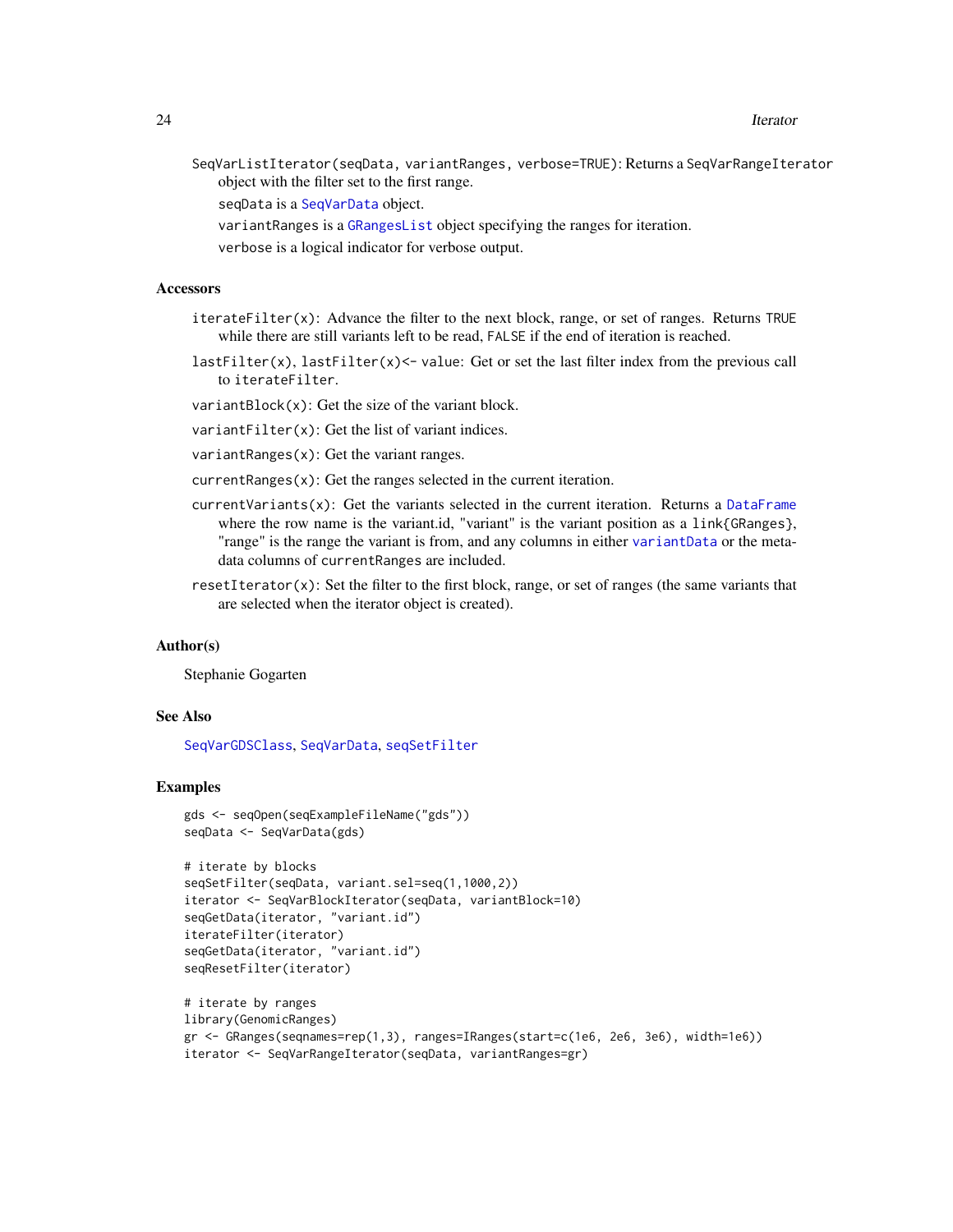`SeqVarListIterator(seqData, variantRanges, verbose=TRUE)`: Returns a `SeqVarRangeIterator` object with the filter set to the first range.

`seqData` is a `SeqVarData` object.

`variantRanges` is a `GRangesList` object specifying the ranges for iteration.

`verbose` is a logical indicator for verbose output.

### Accessors

- `iterateFilter(x)`: Advance the filter to the next block, range, or set of ranges. Returns `TRUE` while there are still variants left to be read, `FALSE` if the end of iteration is reached.
- `lastFilter(x)`, `lastFilter(x)<- value`: Get or set the last filter index from the previous call to `iterateFilter`.
- `variantBlock(x)`: Get the size of the variant block.
- `variantFilter(x)`: Get the list of variant indices.
- `variantRanges(x)`: Get the variant ranges.
- `currentRanges(x)`: Get the ranges selected in the current iteration.
- `currentVariants(x)`: Get the variants selected in the current iteration. Returns a `DataFrame` where the row name is the variant.id, "variant" is the variant position as a `link{GRanges}`, "range" is the range the variant is from, and any columns in either `variantData` or the metadata columns of `currentRanges` are included.
- `resetIterator(x)`: Set the filter to the first block, range, or set of ranges (the same variants that are selected when the iterator object is created).

### Author(s)

Stephanie Gogarten

### See Also

`SeqVarGDSClass`, `SeqVarData`, `seqSetFilter`

### Examples

```
gds <- seqOpen(seqExampleFileName("gds"))
seqData <- SeqVarData(gds)

# iterate by blocks
seqSetFilter(seqData, variant.sel=seq(1,1000,2))
iterator <- SeqVarBlockIterator(seqData, variantBlock=10)
seqGetData(iterator, "variant.id")
iterateFilter(iterator)
seqGetData(iterator, "variant.id")
seqResetFilter(iterator)

# iterate by ranges
library(GenomicRanges)
gr <- GRanges(seqnames=rep(1,3), ranges=IRanges(start=c(1e6, 2e6, 3e6), width=1e6))
iterator <- SeqVarRangeIterator(seqData, variantRanges=gr)
```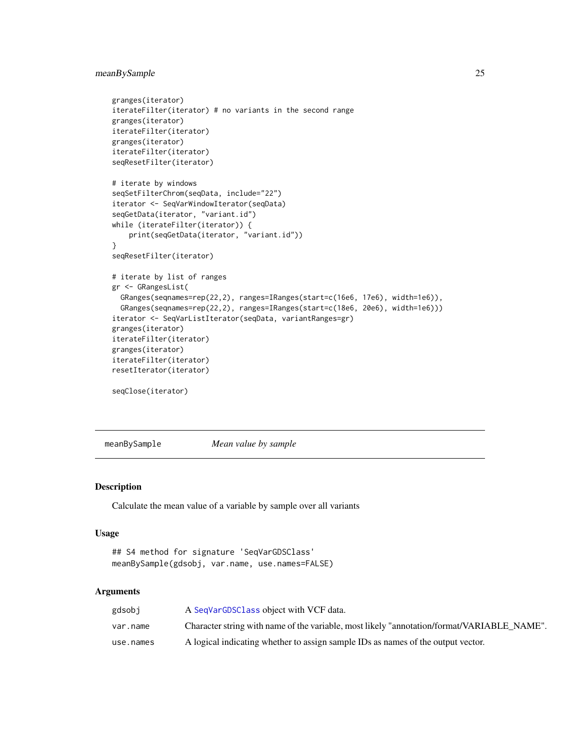```
granges(iterator)
iterateFilter(iterator) # no variants in the second range
granges(iterator)
iterateFilter(iterator)
granges(iterator)
iterateFilter(iterator)
seqResetFilter(iterator)

# iterate by windows
seqSetFilterChrom(seqData, include="22")
iterator <- SeqVarWindowIterator(seqData)
seqGetData(iterator, "variant.id")
while (iterateFilter(iterator)) {
    print(seqGetData(iterator, "variant.id"))
}
seqResetFilter(iterator)

# iterate by list of ranges
gr <- GRangesList(
  GRanges(seqnames=rep(22,2), ranges=IRanges(start=c(16e6, 17e6), width=1e6)),
  GRanges(seqnames=rep(22,2), ranges=IRanges(start=c(18e6, 20e6), width=1e6)))
iterator <- SeqVarListIterator(seqData, variantRanges=gr)
granges(iterator)
iterateFilter(iterator)
granges(iterator)
iterateFilter(iterator)
resetIterator(iterator)

seqClose(iterator)
```

## meanBySample    *Mean value by sample*

### Description

Calculate the mean value of a variable by sample over all variants

### Usage

```
## S4 method for signature 'SeqVarGDSClass'
meanBySample(gdsobj, var.name, use.names=FALSE)
```

### Arguments

| | |
|---|---|
| gdsobj | A SeqVarGDSClass object with VCF data. |
| var.name | Character string with name of the variable, most likely "annotation/format/VARIABLE_NAME". |
| use.names | A logical indicating whether to assign sample IDs as names of the output vector. |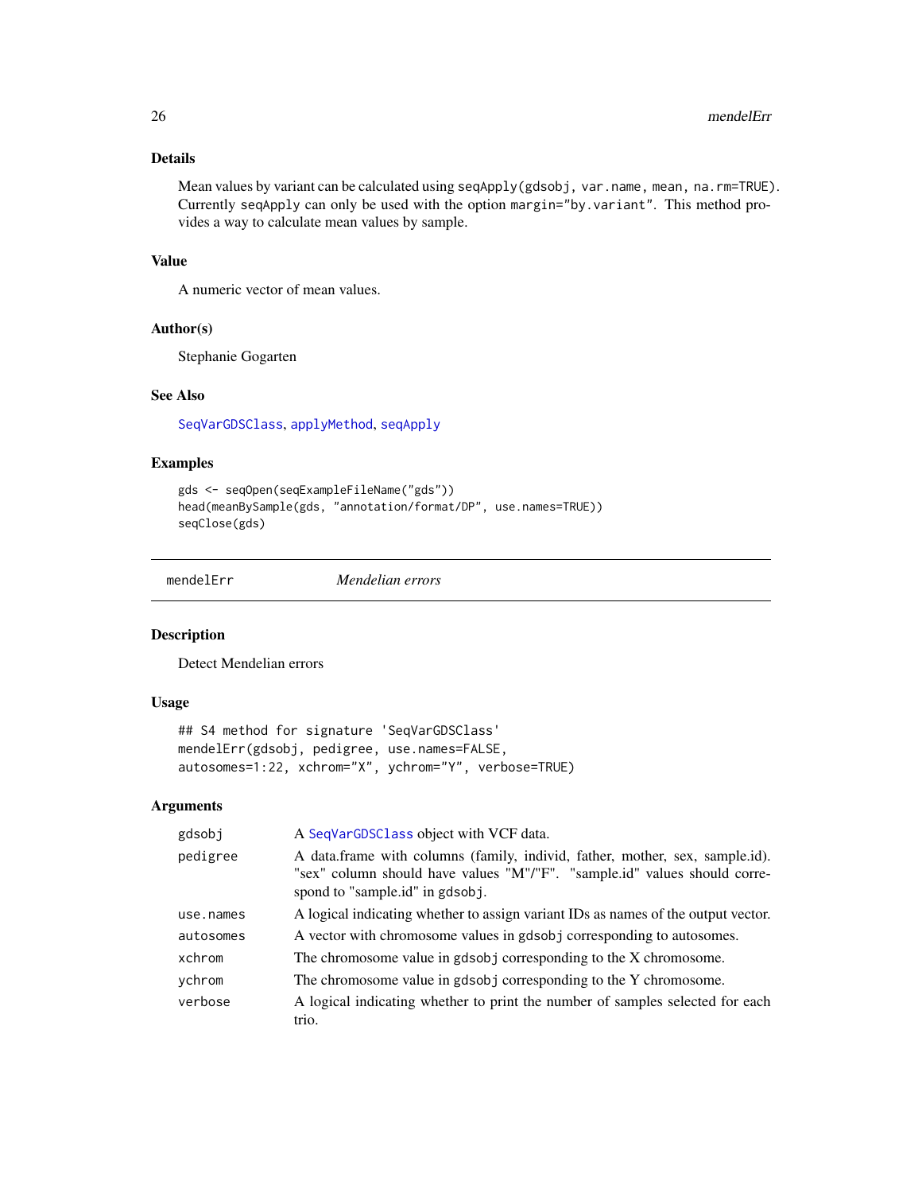### Details

Mean values by variant can be calculated using `seqApply(gdsobj, var.name, mean, na.rm=TRUE)`. Currently `seqApply` can only be used with the option `margin="by.variant"`. This method provides a way to calculate mean values by sample.

### Value

A numeric vector of mean values.

### Author(s)

Stephanie Gogarten

### See Also

`SeqVarGDSClass`, `applyMethod`, `seqApply`

### Examples

```
gds <- seqOpen(seqExampleFileName("gds"))
head(meanBySample(gds, "annotation/format/DP", use.names=TRUE))
seqClose(gds)
```

---

## mendelErr *Mendelian errors*

---

### Description

Detect Mendelian errors

### Usage

```
## S4 method for signature 'SeqVarGDSClass'
mendelErr(gdsobj, pedigree, use.names=FALSE,
autosomes=1:22, xchrom="X", ychrom="Y", verbose=TRUE)
```

### Arguments

| | |
|---|---|
| `gdsobj` | A `SeqVarGDSClass` object with VCF data. |
| `pedigree` | A data.frame with columns (family, individ, father, mother, sex, sample.id). "sex" column should have values "M"/"F". "sample.id" values should correspond to "sample.id" in `gdsobj`. |
| `use.names` | A logical indicating whether to assign variant IDs as names of the output vector. |
| `autosomes` | A vector with chromosome values in `gdsobj` corresponding to autosomes. |
| `xchrom` | The chromosome value in `gdsobj` corresponding to the X chromosome. |
| `ychrom` | The chromosome value in `gdsobj` corresponding to the Y chromosome. |
| `verbose` | A logical indicating whether to print the number of samples selected for each trio. |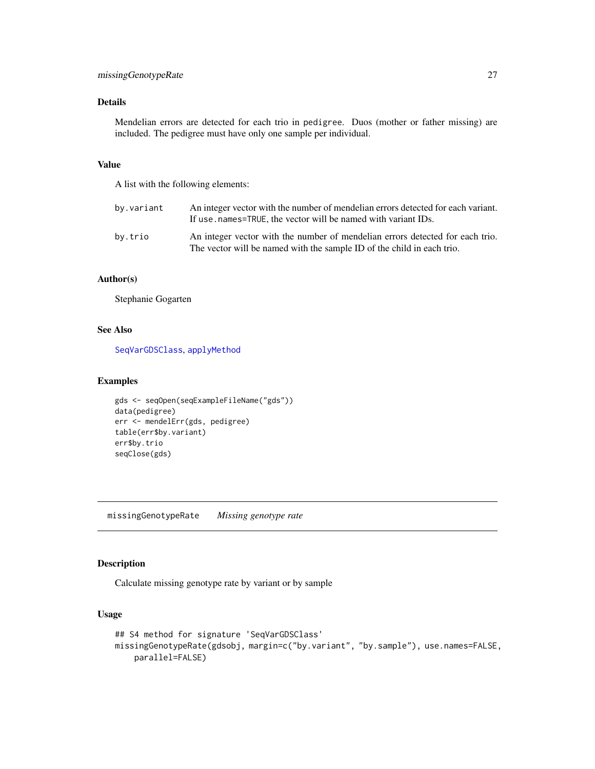### Details

Mendelian errors are detected for each trio in `pedigree`. Duos (mother or father missing) are included. The pedigree must have only one sample per individual.

### Value

A list with the following elements:

| | |
|---|---|
| `by.variant` | An integer vector with the number of mendelian errors detected for each variant. If `use.names=TRUE`, the vector will be named with variant IDs. |
| `by.trio` | An integer vector with the number of mendelian errors detected for each trio. The vector will be named with the sample ID of the child in each trio. |

### Author(s)

Stephanie Gogarten

### See Also

`SeqVarGDSClass`, `applyMethod`

### Examples

```
gds <- seqOpen(seqExampleFileName("gds"))
data(pedigree)
err <- mendelErr(gds, pedigree)
table(err$by.variant)
err$by.trio
seqClose(gds)
```

---

## missingGenotypeRate *Missing genotype rate*

---

### Description

Calculate missing genotype rate by variant or by sample

### Usage

```
## S4 method for signature 'SeqVarGDSClass'
missingGenotypeRate(gdsobj, margin=c("by.variant", "by.sample"), use.names=FALSE,
    parallel=FALSE)
```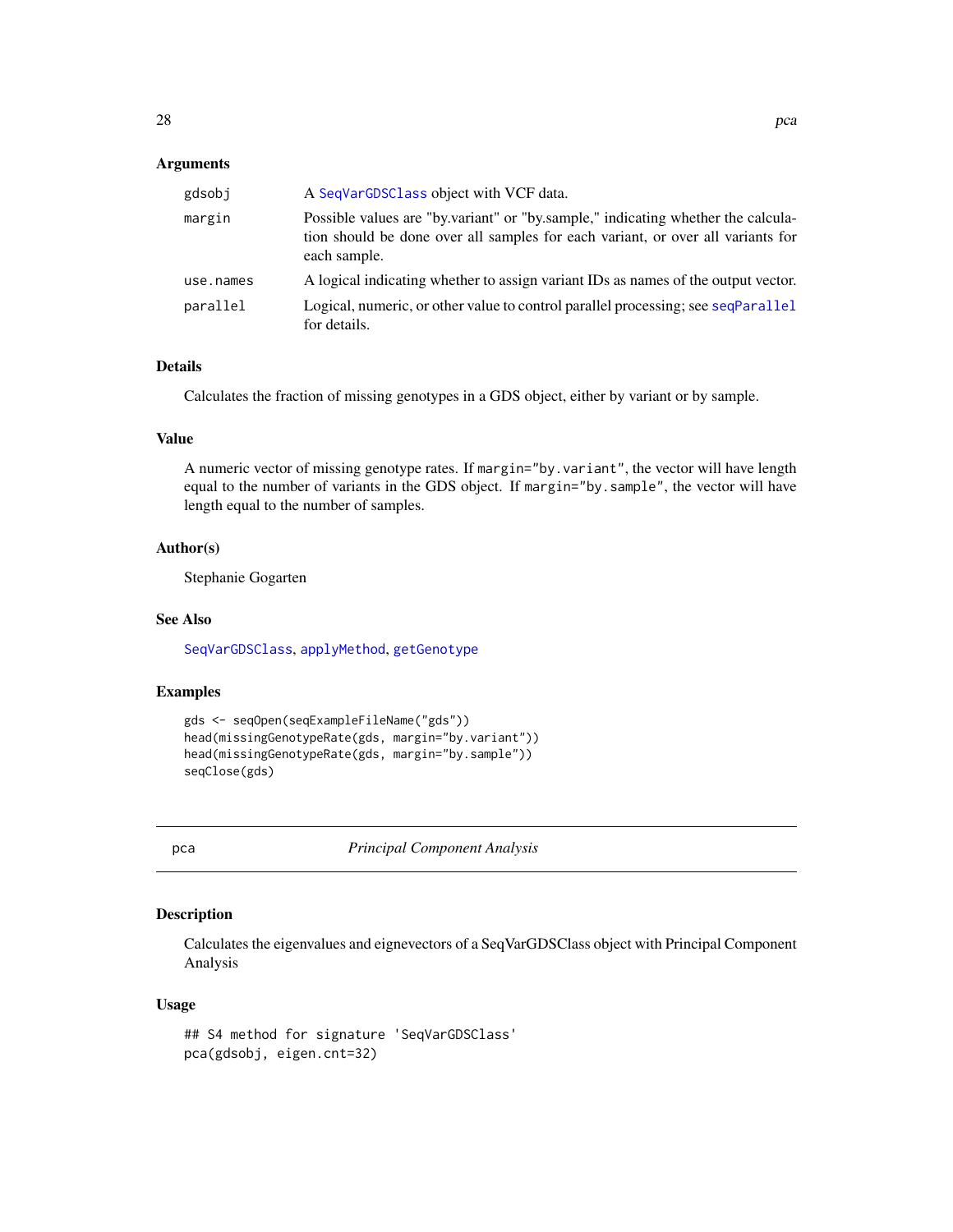### Arguments

| | |
|---|---|
| gdsobj | A `SeqVarGDSClass` object with VCF data. |
| margin | Possible values are "by.variant" or "by.sample," indicating whether the calculation should be done over all samples for each variant, or over all variants for each sample. |
| use.names | A logical indicating whether to assign variant IDs as names of the output vector. |
| parallel | Logical, numeric, or other value to control parallel processing; see `seqParallel` for details. |

### Details

Calculates the fraction of missing genotypes in a GDS object, either by variant or by sample.

### Value

A numeric vector of missing genotype rates. If `margin="by.variant"`, the vector will have length equal to the number of variants in the GDS object. If `margin="by.sample"`, the vector will have length equal to the number of samples.

### Author(s)

Stephanie Gogarten

### See Also

`SeqVarGDSClass`, `applyMethod`, `getGenotype`

### Examples

```
gds <- seqOpen(seqExampleFileName("gds"))
head(missingGenotypeRate(gds, margin="by.variant"))
head(missingGenotypeRate(gds, margin="by.sample"))
seqClose(gds)
```

---

## pca — *Principal Component Analysis*

---

### Description

Calculates the eigenvalues and eignevectors of a SeqVarGDSClass object with Principal Component Analysis

### Usage

```
## S4 method for signature 'SeqVarGDSClass'
pca(gdsobj, eigen.cnt=32)
```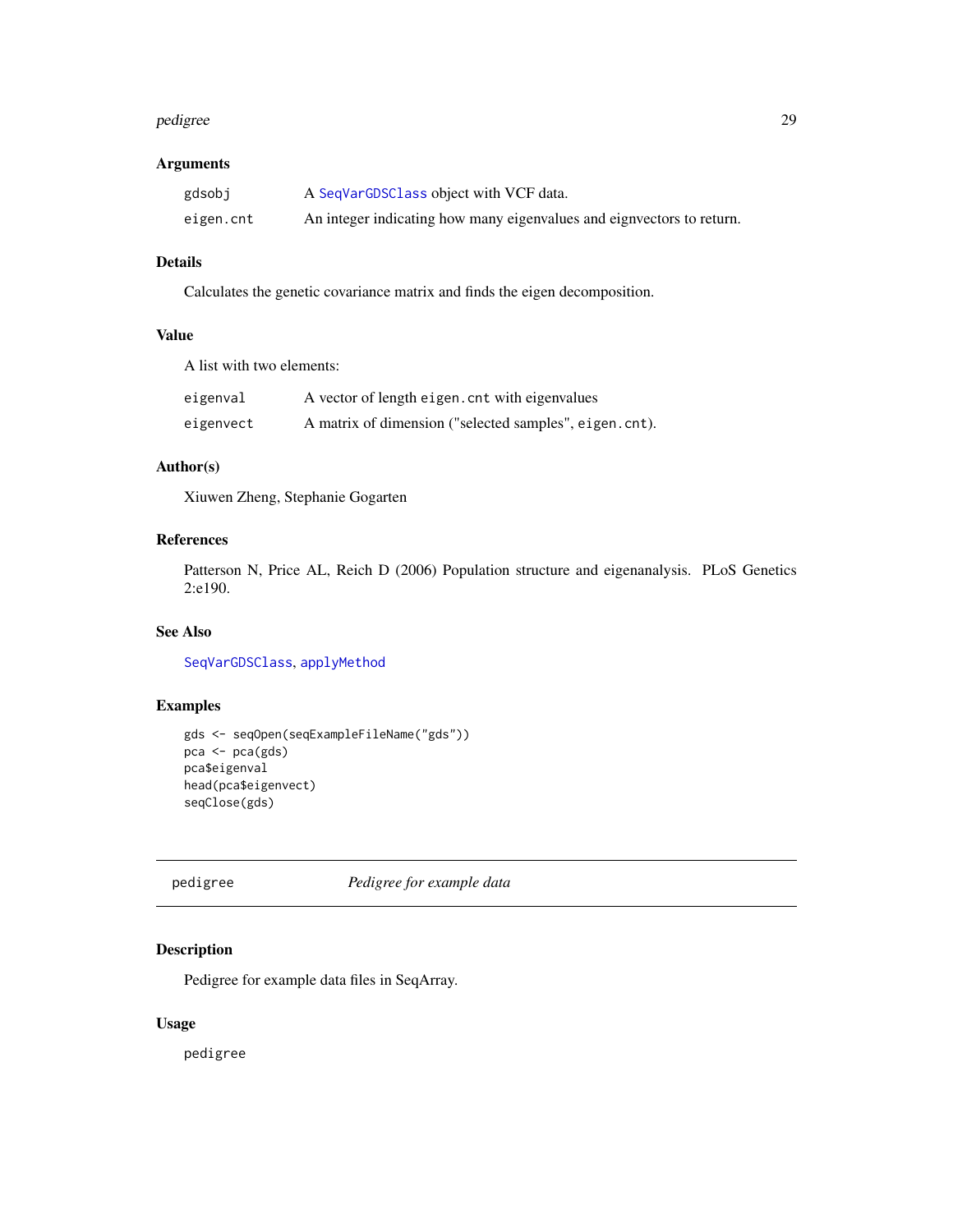### Arguments

| | |
|---|---|
| gdsobj | A `SeqVarGDSClass` object with VCF data. |
| eigen.cnt | An integer indicating how many eigenvalues and eignvectors to return. |

### Details

Calculates the genetic covariance matrix and finds the eigen decomposition.

### Value

A list with two elements:

| | |
|---|---|
| eigenval | A vector of length `eigen.cnt` with eigenvalues |
| eigenvect | A matrix of dimension ("selected samples", `eigen.cnt`). |

### Author(s)

Xiuwen Zheng, Stephanie Gogarten

### References

Patterson N, Price AL, Reich D (2006) Population structure and eigenanalysis. PLoS Genetics 2:e190.

### See Also

`SeqVarGDSClass`, `applyMethod`

### Examples

```
gds <- seqOpen(seqExampleFileName("gds"))
pca <- pca(gds)
pca$eigenval
head(pca$eigenvect)
seqClose(gds)
```

---

## pedigree *Pedigree for example data*

---

### Description

Pedigree for example data files in SeqArray.

### Usage

```
pedigree
```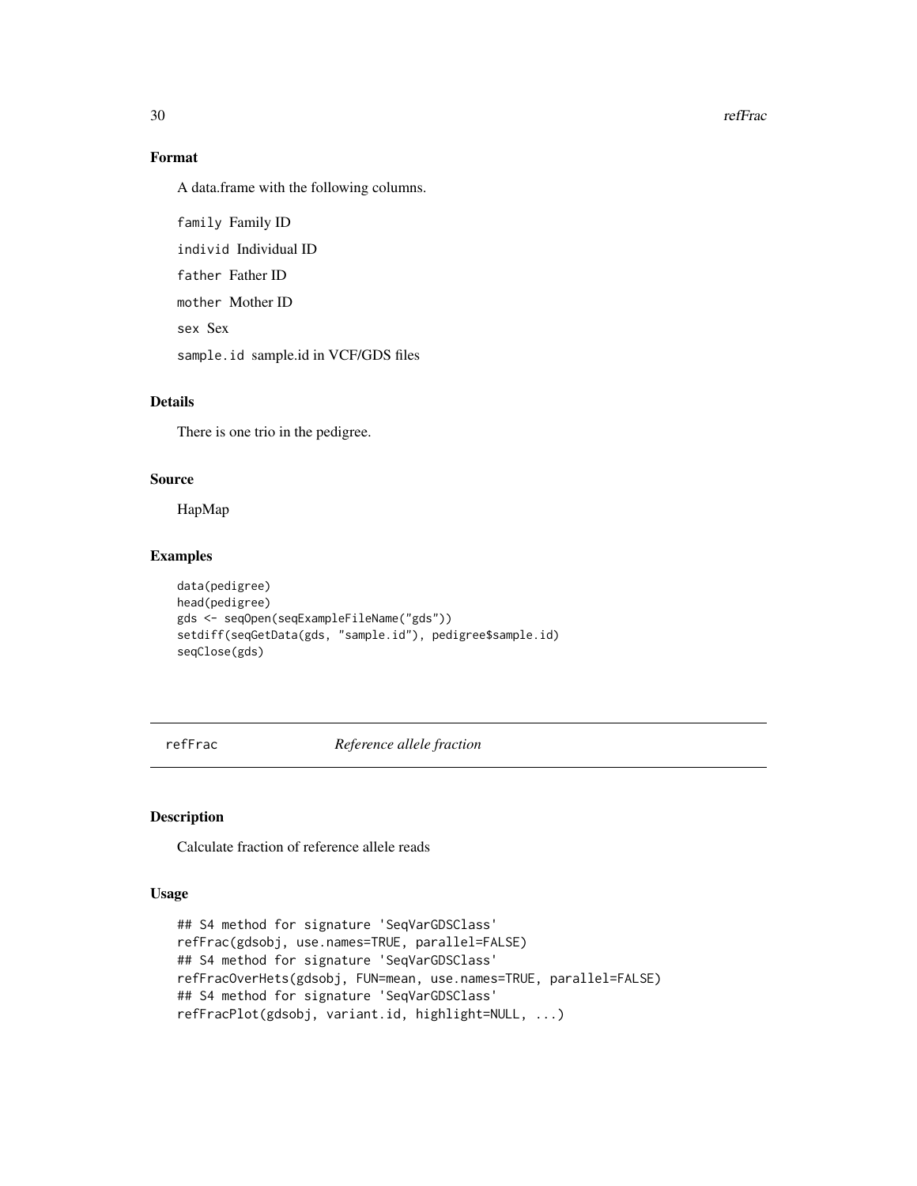### Format

A data.frame with the following columns.

`family` Family ID

`individ` Individual ID

`father` Father ID

`mother` Mother ID

`sex` Sex

`sample.id` sample.id in VCF/GDS files

### Details

There is one trio in the pedigree.

### Source

HapMap

### Examples

```
data(pedigree)
head(pedigree)
gds <- seqOpen(seqExampleFileName("gds"))
setdiff(seqGetData(gds, "sample.id"), pedigree$sample.id)
seqClose(gds)
```

---

## refFrac *Reference allele fraction*

### Description

Calculate fraction of reference allele reads

### Usage

```
## S4 method for signature 'SeqVarGDSClass'
refFrac(gdsobj, use.names=TRUE, parallel=FALSE)
## S4 method for signature 'SeqVarGDSClass'
refFracOverHets(gdsobj, FUN=mean, use.names=TRUE, parallel=FALSE)
## S4 method for signature 'SeqVarGDSClass'
refFracPlot(gdsobj, variant.id, highlight=NULL, ...)
```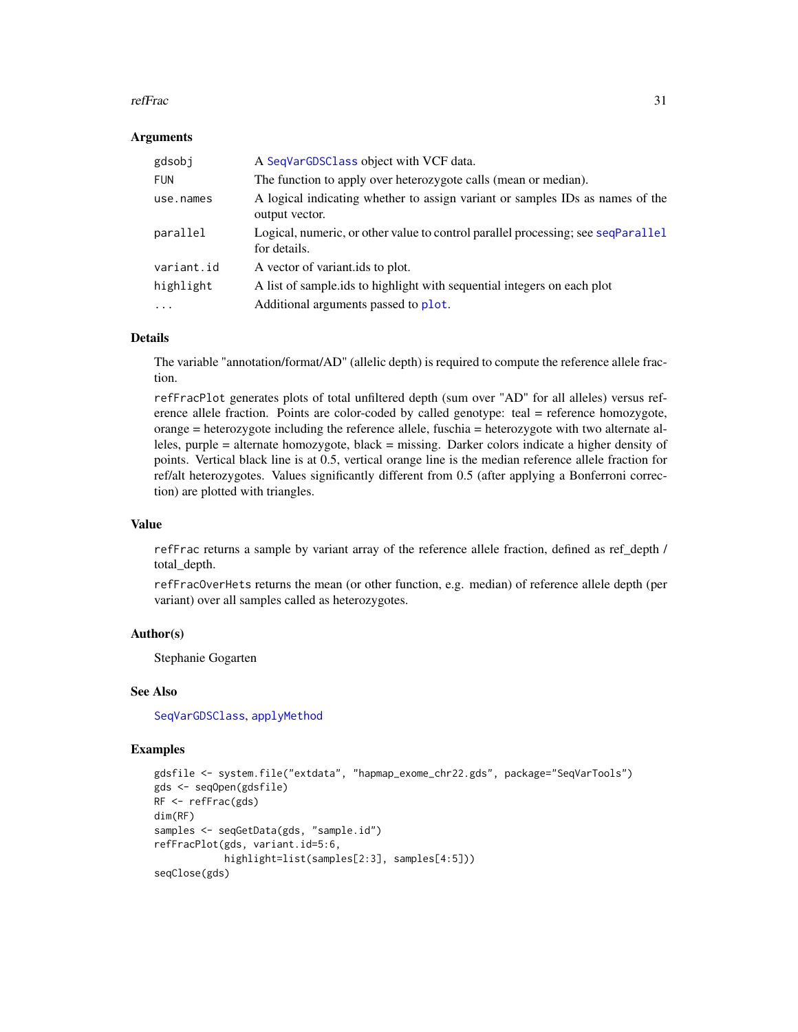### Arguments

| | |
|---|---|
| gdsobj | A SeqVarGDSClass object with VCF data. |
| FUN | The function to apply over heterozygote calls (mean or median). |
| use.names | A logical indicating whether to assign variant or samples IDs as names of the output vector. |
| parallel | Logical, numeric, or other value to control parallel processing; see seqParallel for details. |
| variant.id | A vector of variant.ids to plot. |
| highlight | A list of sample.ids to highlight with sequential integers on each plot |
| ... | Additional arguments passed to plot. |

### Details

The variable "annotation/format/AD" (allelic depth) is required to compute the reference allele fraction.

refFracPlot generates plots of total unfiltered depth (sum over "AD" for all alleles) versus reference allele fraction. Points are color-coded by called genotype: teal = reference homozygote, orange = heterozygote including the reference allele, fuschia = heterozygote with two alternate alleles, purple = alternate homozygote, black = missing. Darker colors indicate a higher density of points. Vertical black line is at 0.5, vertical orange line is the median reference allele fraction for ref/alt heterozygotes. Values significantly different from 0.5 (after applying a Bonferroni correction) are plotted with triangles.

### Value

refFrac returns a sample by variant array of the reference allele fraction, defined as ref_depth / total_depth.

refFracOverHets returns the mean (or other function, e.g. median) of reference allele depth (per variant) over all samples called as heterozygotes.

### Author(s)

Stephanie Gogarten

### See Also

SeqVarGDSClass, applyMethod

### Examples

```
gdsfile <- system.file("extdata", "hapmap_exome_chr22.gds", package="SeqVarTools")
gds <- seqOpen(gdsfile)
RF <- refFrac(gds)
dim(RF)
samples <- seqGetData(gds, "sample.id")
refFracPlot(gds, variant.id=5:6,
            highlight=list(samples[2:3], samples[4:5]))
seqClose(gds)
```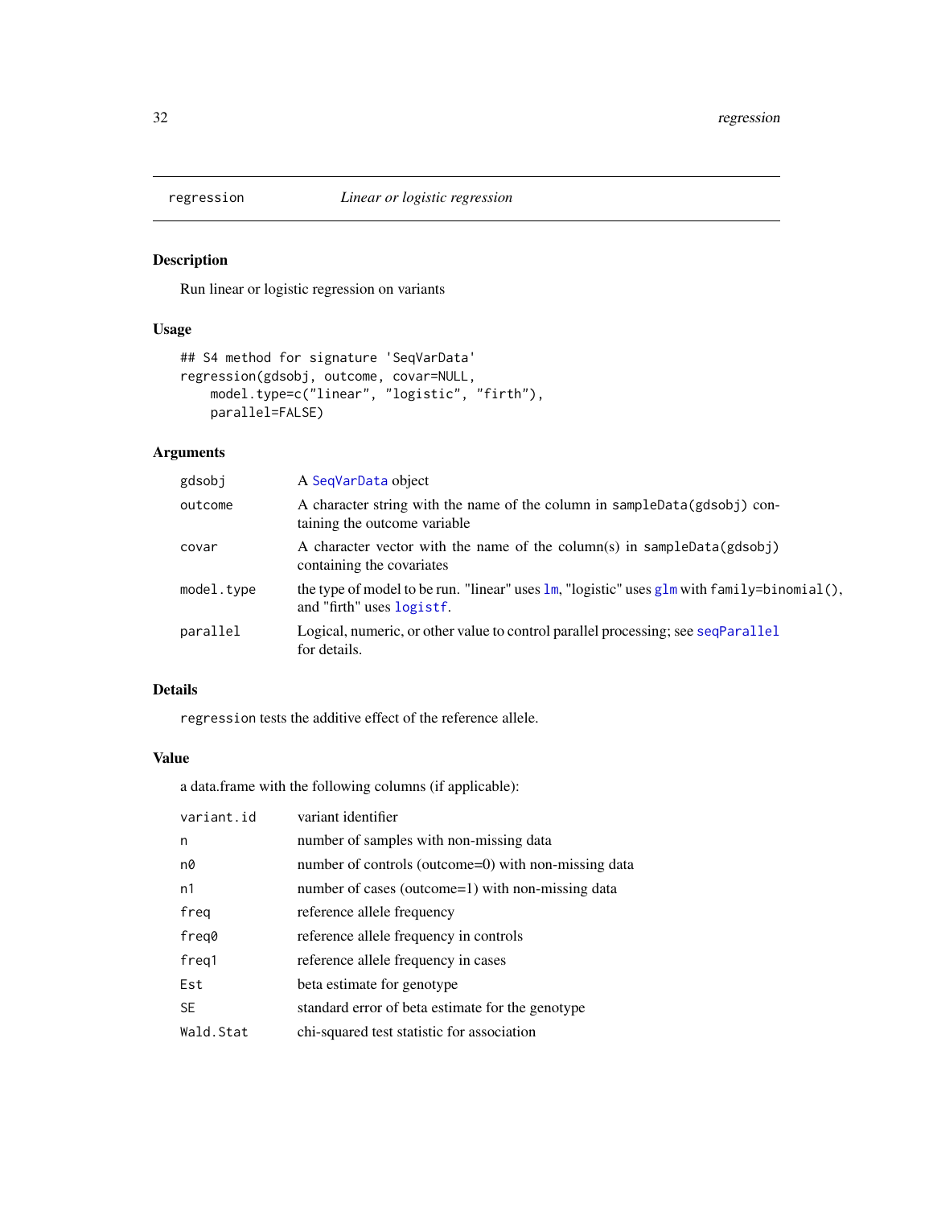`regression` *Linear or logistic regression*

## Description

Run linear or logistic regression on variants

## Usage

```
## S4 method for signature 'SeqVarData'
regression(gdsobj, outcome, covar=NULL,
    model.type=c("linear", "logistic", "firth"),
    parallel=FALSE)
```

## Arguments

| | |
|---|---|
| `gdsobj` | A `SeqVarData` object |
| `outcome` | A character string with the name of the column in `sampleData(gdsobj)` containing the outcome variable |
| `covar` | A character vector with the name of the column(s) in `sampleData(gdsobj)` containing the covariates |
| `model.type` | the type of model to be run. "linear" uses `lm`, "logistic" uses `glm` with `family=binomial()`, and "firth" uses `logistf`. |
| `parallel` | Logical, numeric, or other value to control parallel processing; see `seqParallel` for details. |

## Details

`regression` tests the additive effect of the reference allele.

## Value

a data.frame with the following columns (if applicable):

| | |
|---|---|
| `variant.id` | variant identifier |
| `n` | number of samples with non-missing data |
| `n0` | number of controls (outcome=0) with non-missing data |
| `n1` | number of cases (outcome=1) with non-missing data |
| `freq` | reference allele frequency |
| `freq0` | reference allele frequency in controls |
| `freq1` | reference allele frequency in cases |
| `Est` | beta estimate for genotype |
| `SE` | standard error of beta estimate for the genotype |
| `Wald.Stat` | chi-squared test statistic for association |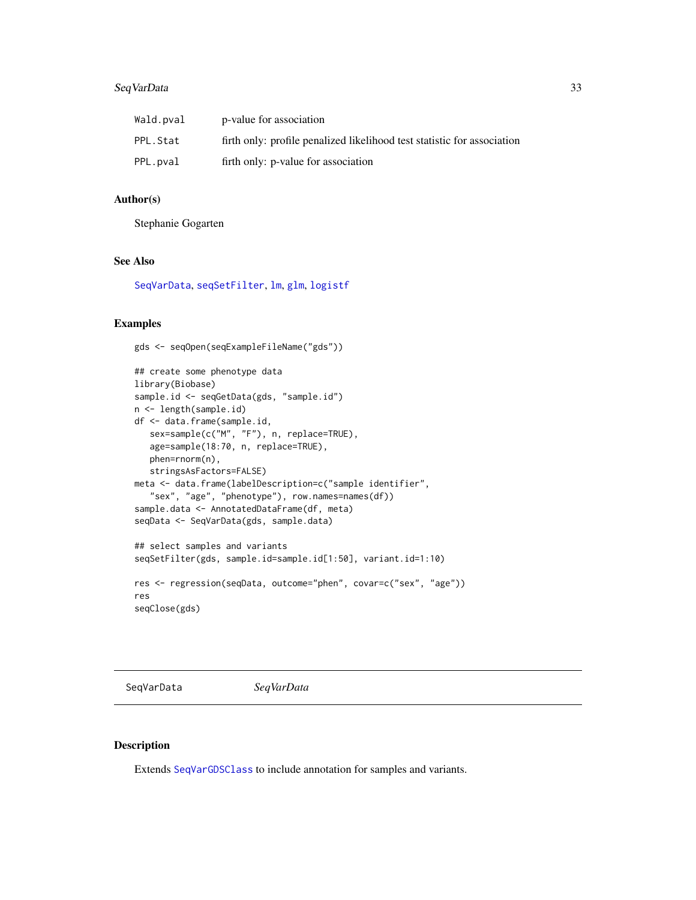| | |
|---|---|
| Wald.pval | p-value for association |
| PPL.Stat | firth only: profile penalized likelihood test statistic for association |
| PPL.pval | firth only: p-value for association |

### Author(s)

Stephanie Gogarten

### See Also

SeqVarData, seqSetFilter, lm, glm, logistf

### Examples

```
gds <- seqOpen(seqExampleFileName("gds"))

## create some phenotype data
library(Biobase)
sample.id <- seqGetData(gds, "sample.id")
n <- length(sample.id)
df <- data.frame(sample.id,
   sex=sample(c("M", "F"), n, replace=TRUE),
   age=sample(18:70, n, replace=TRUE),
   phen=rnorm(n),
   stringsAsFactors=FALSE)
meta <- data.frame(labelDescription=c("sample identifier",
   "sex", "age", "phenotype"), row.names=names(df))
sample.data <- AnnotatedDataFrame(df, meta)
seqData <- SeqVarData(gds, sample.data)

## select samples and variants
seqSetFilter(gds, sample.id=sample.id[1:50], variant.id=1:10)

res <- regression(seqData, outcome="phen", covar=c("sex", "age"))
res
seqClose(gds)
```

---

## SeqVarData *SeqVarData*

### Description

Extends SeqVarGDSClass to include annotation for samples and variants.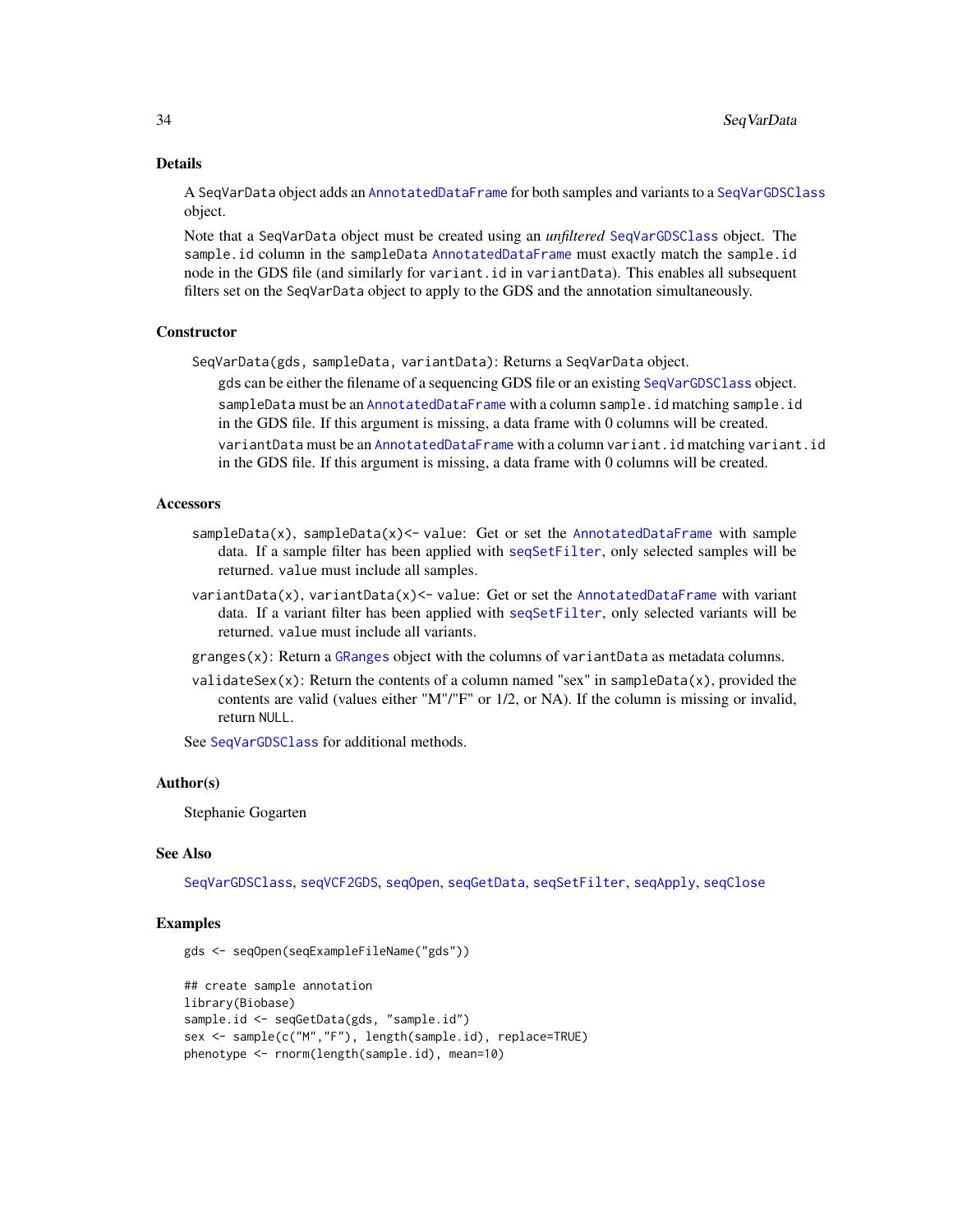## Details

A `SeqVarData` object adds an `AnnotatedDataFrame` for both samples and variants to a `SeqVarGDSClass` object.

Note that a `SeqVarData` object must be created using an *unfiltered* `SeqVarGDSClass` object. The `sample.id` column in the `sampleData` `AnnotatedDataFrame` must exactly match the `sample.id` node in the GDS file (and similarly for `variant.id` in `variantData`). This enables all subsequent filters set on the `SeqVarData` object to apply to the GDS and the annotation simultaneously.

## Constructor

`SeqVarData(gds, sampleData, variantData)`: Returns a `SeqVarData` object.

`gds` can be either the filename of a sequencing GDS file or an existing `SeqVarGDSClass` object.

`sampleData` must be an `AnnotatedDataFrame` with a column `sample.id` matching `sample.id` in the GDS file. If this argument is missing, a data frame with 0 columns will be created.

`variantData` must be an `AnnotatedDataFrame` with a column `variant.id` matching `variant.id` in the GDS file. If this argument is missing, a data frame with 0 columns will be created.

## Accessors

`sampleData(x)`, `sampleData(x)<- value`: Get or set the `AnnotatedDataFrame` with sample data. If a sample filter has been applied with `seqSetFilter`, only selected samples will be returned. `value` must include all samples.

`variantData(x)`, `variantData(x)<- value`: Get or set the `AnnotatedDataFrame` with variant data. If a variant filter has been applied with `seqSetFilter`, only selected variants will be returned. `value` must include all variants.

`granges(x)`: Return a `GRanges` object with the columns of `variantData` as metadata columns.

`validateSex(x)`: Return the contents of a column named "sex" in `sampleData(x)`, provided the contents are valid (values either "M"/"F" or 1/2, or NA). If the column is missing or invalid, return `NULL`.

See `SeqVarGDSClass` for additional methods.

## Author(s)

Stephanie Gogarten

## See Also

`SeqVarGDSClass`, `seqVCF2GDS`, `seqOpen`, `seqGetData`, `seqSetFilter`, `seqApply`, `seqClose`

## Examples

```
gds <- seqOpen(seqExampleFileName("gds"))

## create sample annotation
library(Biobase)
sample.id <- seqGetData(gds, "sample.id")
sex <- sample(c("M","F"), length(sample.id), replace=TRUE)
phenotype <- rnorm(length(sample.id), mean=10)
```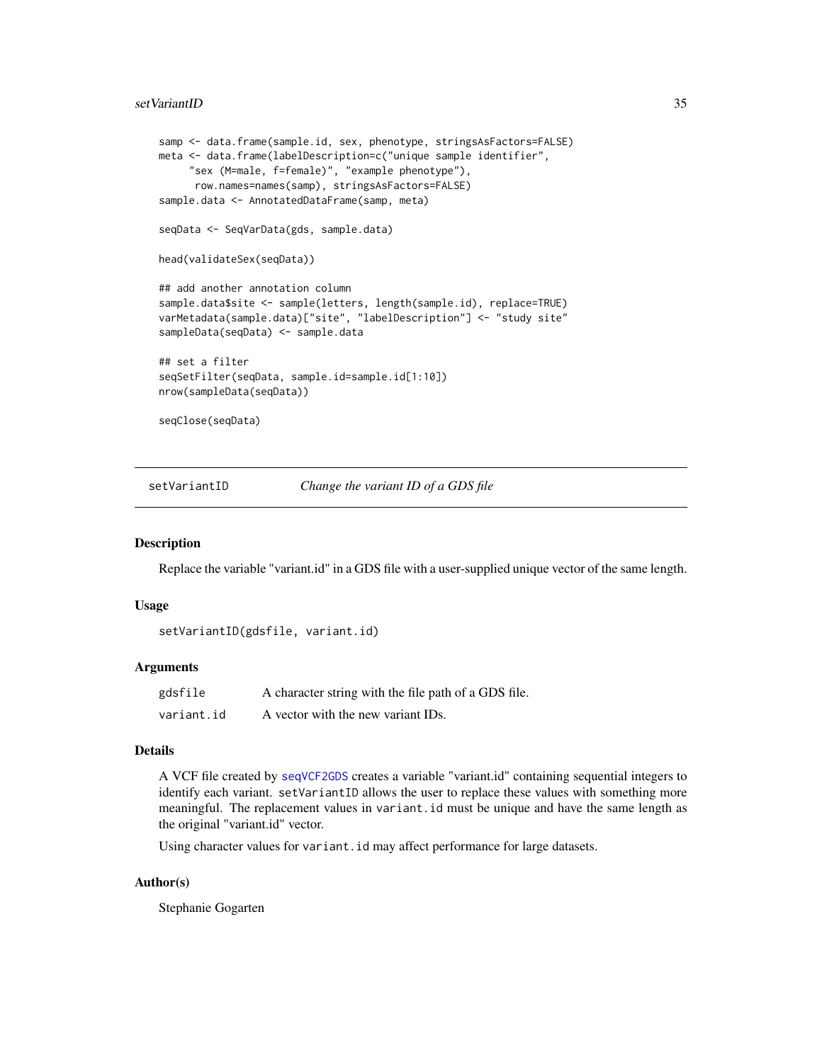```
samp <- data.frame(sample.id, sex, phenotype, stringsAsFactors=FALSE)
meta <- data.frame(labelDescription=c("unique sample identifier",
     "sex (M=male, f=female)", "example phenotype"),
      row.names=names(samp), stringsAsFactors=FALSE)
sample.data <- AnnotatedDataFrame(samp, meta)

seqData <- SeqVarData(gds, sample.data)

head(validateSex(seqData))

## add another annotation column
sample.data$site <- sample(letters, length(sample.id), replace=TRUE)
varMetadata(sample.data)["site", "labelDescription"] <- "study site"
sampleData(seqData) <- sample.data

## set a filter
seqSetFilter(seqData, sample.id=sample.id[1:10])
nrow(sampleData(seqData))

seqClose(seqData)
```

## setVariantID *Change the variant ID of a GDS file*

### Description

Replace the variable "variant.id" in a GDS file with a user-supplied unique vector of the same length.

### Usage

```
setVariantID(gdsfile, variant.id)
```

### Arguments

| | |
|---|---|
| `gdsfile` | A character string with the file path of a GDS file. |
| `variant.id` | A vector with the new variant IDs. |

### Details

A VCF file created by `seqVCF2GDS` creates a variable "variant.id" containing sequential integers to identify each variant. `setVariantID` allows the user to replace these values with something more meaningful. The replacement values in `variant.id` must be unique and have the same length as the original "variant.id" vector.

Using character values for `variant.id` may affect performance for large datasets.

### Author(s)

Stephanie Gogarten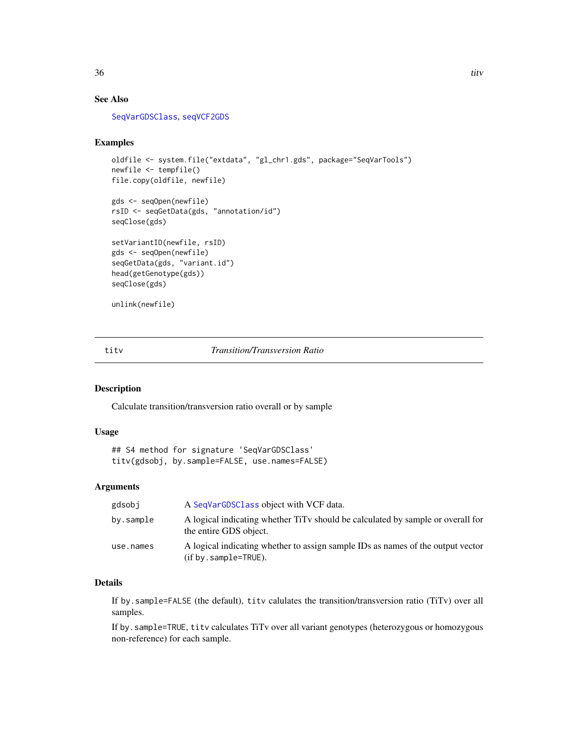### See Also

SeqVarGDSClass, seqVCF2GDS

### Examples

```
oldfile <- system.file("extdata", "gl_chr1.gds", package="SeqVarTools")
newfile <- tempfile()
file.copy(oldfile, newfile)

gds <- seqOpen(newfile)
rsID <- seqGetData(gds, "annotation/id")
seqClose(gds)

setVariantID(newfile, rsID)
gds <- seqOpen(newfile)
seqGetData(gds, "variant.id")
head(getGenotype(gds))
seqClose(gds)

unlink(newfile)
```

---

## titv — *Transition/Transversion Ratio*

### Description

Calculate transition/transversion ratio overall or by sample

### Usage

```
## S4 method for signature 'SeqVarGDSClass'
titv(gdsobj, by.sample=FALSE, use.names=FALSE)
```

### Arguments

| | |
|---|---|
| gdsobj | A SeqVarGDSClass object with VCF data. |
| by.sample | A logical indicating whether TiTv should be calculated by sample or overall for the entire GDS object. |
| use.names | A logical indicating whether to assign sample IDs as names of the output vector (if by.sample=TRUE). |

### Details

If by.sample=FALSE (the default), titv calulates the transition/transversion ratio (TiTv) over all samples.

If by.sample=TRUE, titv calculates TiTv over all variant genotypes (heterozygous or homozygous non-reference) for each sample.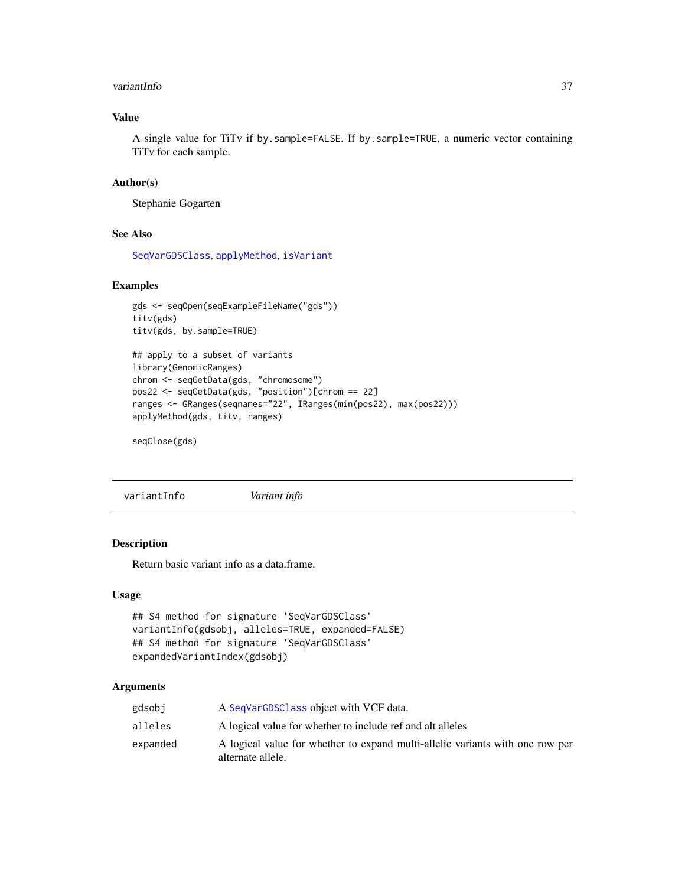### Value

A single value for TiTv if `by.sample=FALSE`. If `by.sample=TRUE`, a numeric vector containing TiTv for each sample.

### Author(s)

Stephanie Gogarten

### See Also

`SeqVarGDSClass`, `applyMethod`, `isVariant`

### Examples

```
gds <- seqOpen(seqExampleFileName("gds"))
titv(gds)
titv(gds, by.sample=TRUE)

## apply to a subset of variants
library(GenomicRanges)
chrom <- seqGetData(gds, "chromosome")
pos22 <- seqGetData(gds, "position")[chrom == 22]
ranges <- GRanges(seqnames="22", IRanges(min(pos22), max(pos22)))
applyMethod(gds, titv, ranges)

seqClose(gds)
```

---

## variantInfo *Variant info*

### Description

Return basic variant info as a data.frame.

### Usage

```
## S4 method for signature 'SeqVarGDSClass'
variantInfo(gdsobj, alleles=TRUE, expanded=FALSE)
## S4 method for signature 'SeqVarGDSClass'
expandedVariantIndex(gdsobj)
```

### Arguments

| | |
|---|---|
| `gdsobj` | A `SeqVarGDSClass` object with VCF data. |
| `alleles` | A logical value for whether to include ref and alt alleles |
| `expanded` | A logical value for whether to expand multi-allelic variants with one row per alternate allele. |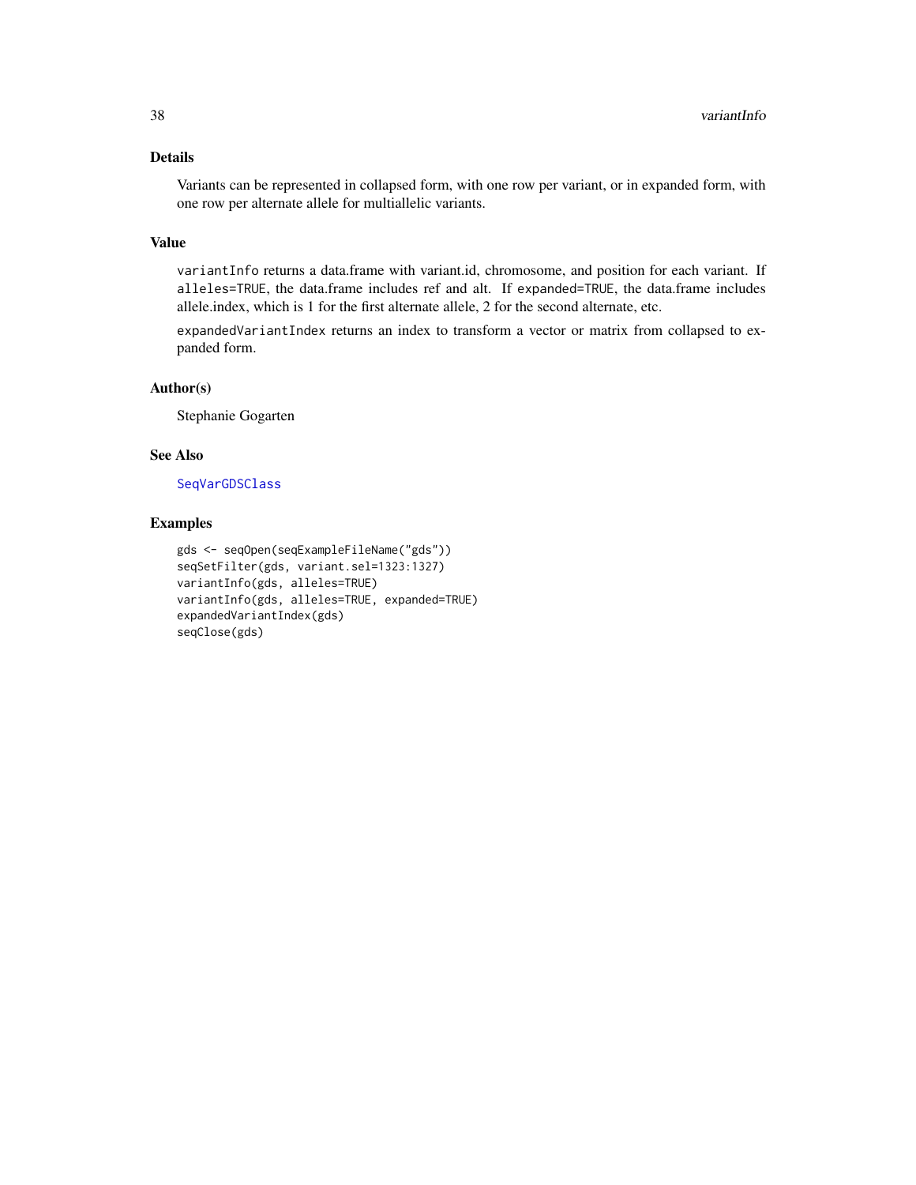## Details

Variants can be represented in collapsed form, with one row per variant, or in expanded form, with one row per alternate allele for multiallelic variants.

## Value

`variantInfo` returns a data.frame with variant.id, chromosome, and position for each variant. If `alleles=TRUE`, the data.frame includes ref and alt. If `expanded=TRUE`, the data.frame includes allele.index, which is 1 for the first alternate allele, 2 for the second alternate, etc.

`expandedVariantIndex` returns an index to transform a vector or matrix from collapsed to expanded form.

## Author(s)

Stephanie Gogarten

## See Also

SeqVarGDSClass

## Examples

```
gds <- seqOpen(seqExampleFileName("gds"))
seqSetFilter(gds, variant.sel=1323:1327)
variantInfo(gds, alleles=TRUE)
variantInfo(gds, alleles=TRUE, expanded=TRUE)
expandedVariantIndex(gds)
seqClose(gds)
```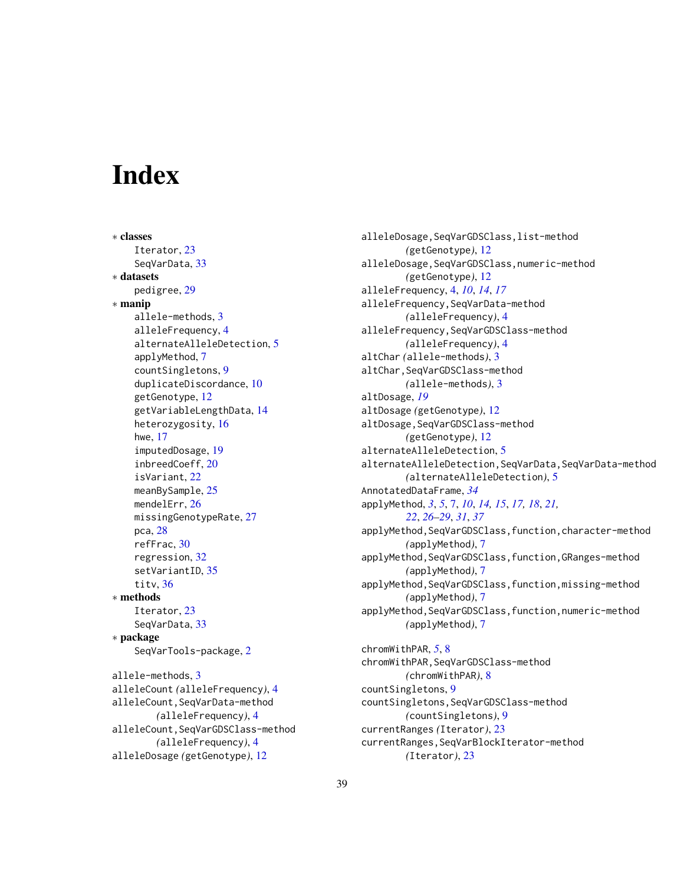# Index

∗ **classes**
- Iterator, 23
- SeqVarData, 33

∗ **datasets**
- pedigree, 29

∗ **manip**
- allele-methods, 3
- alleleFrequency, 4
- alternateAlleleDetection, 5
- applyMethod, 7
- countSingletons, 9
- duplicateDiscordance, 10
- getGenotype, 12
- getVariableLengthData, 14
- heterozygosity, 16
- hwe, 17
- imputedDosage, 19
- inbreedCoeff, 20
- isVariant, 22
- meanBySample, 25
- mendelErr, 26
- missingGenotypeRate, 27
- pca, 28
- refFrac, 30
- regression, 32
- setVariantID, 35
- titv, 36

∗ **methods**
- Iterator, 23
- SeqVarData, 33

∗ **package**
- SeqVarTools-package, 2

allele-methods, 3
alleleCount *(*alleleFrequency*)*, 4
alleleCount,SeqVarData-method *(*alleleFrequency*)*, 4
alleleCount,SeqVarGDSClass-method *(*alleleFrequency*)*, 4
alleleDosage *(*getGenotype*)*, 12
alleleDosage,SeqVarGDSClass,list-method *(*getGenotype*)*, 12
alleleDosage,SeqVarGDSClass,numeric-method *(*getGenotype*)*, 12
alleleFrequency, 4, *10*, *14*, *17*
alleleFrequency,SeqVarData-method *(*alleleFrequency*)*, 4
alleleFrequency,SeqVarGDSClass-method *(*alleleFrequency*)*, 4
altChar *(*allele-methods*)*, 3
altChar,SeqVarGDSClass-method *(*allele-methods*)*, 3
altDosage, *19*
altDosage *(*getGenotype*)*, 12
altDosage,SeqVarGDSClass-method *(*getGenotype*)*, 12
alternateAlleleDetection, 5
alternateAlleleDetection,SeqVarData,SeqVarData-method *(*alternateAlleleDetection*)*, 5
AnnotatedDataFrame, *34*
applyMethod, *3*, *5*, 7, *10*, *14*, *15*, *17*, *18*, *21*, *22*, *26–29*, *31*, *37*
applyMethod,SeqVarGDSClass,function,character-method *(*applyMethod*)*, 7
applyMethod,SeqVarGDSClass,function,GRanges-method *(*applyMethod*)*, 7
applyMethod,SeqVarGDSClass,function,missing-method *(*applyMethod*)*, 7
applyMethod,SeqVarGDSClass,function,numeric-method *(*applyMethod*)*, 7

chromWithPAR, *5*, 8
chromWithPAR,SeqVarGDSClass-method *(*chromWithPAR*)*, 8
countSingletons, 9
countSingletons,SeqVarGDSClass-method *(*countSingletons*)*, 9
currentRanges *(*Iterator*)*, 23
currentRanges,SeqVarBlockIterator-method *(*Iterator*)*, 23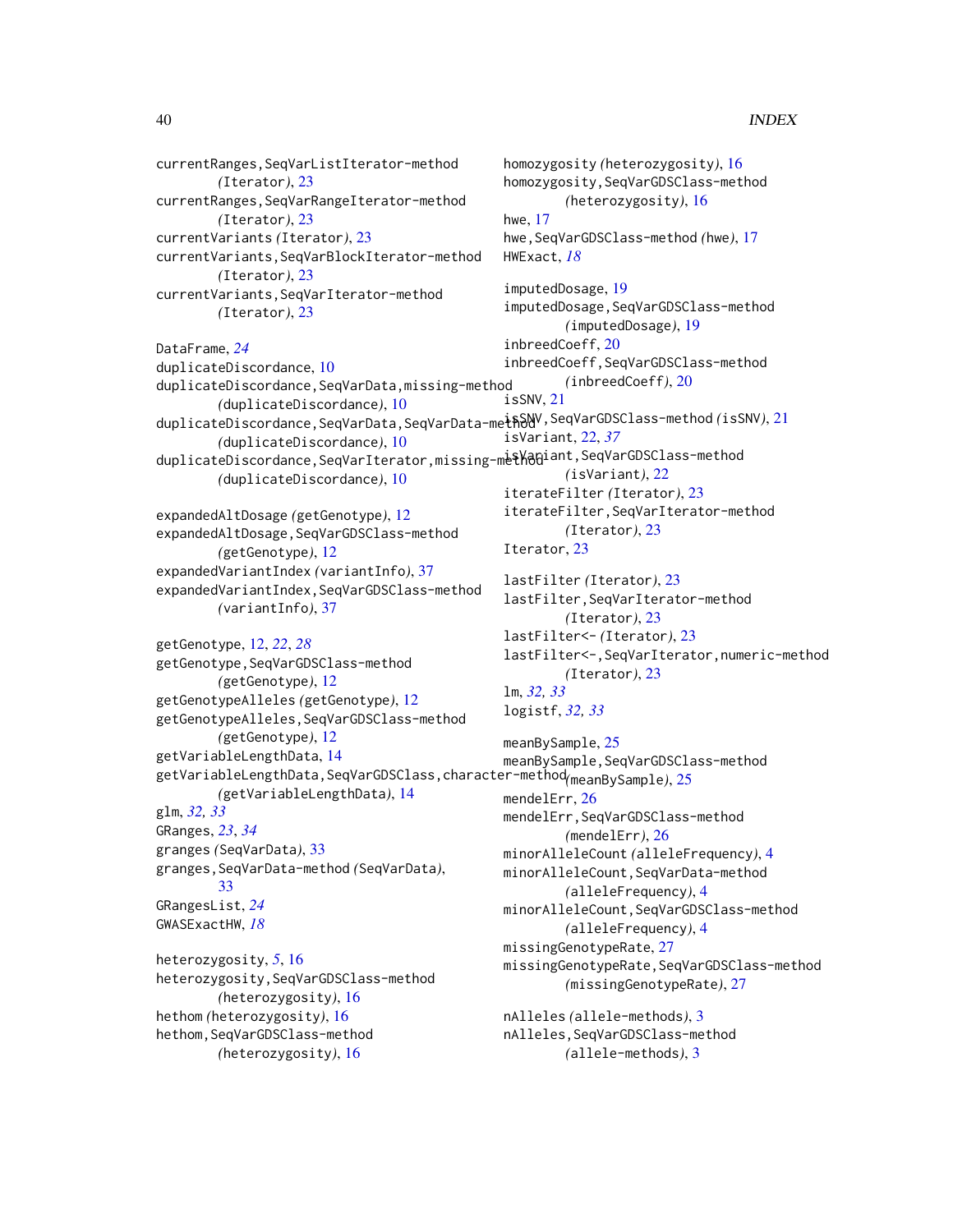currentRanges,SeqVarListIterator-method (Iterator), 23
currentRanges,SeqVarRangeIterator-method (Iterator), 23
currentVariants (Iterator), 23
currentVariants,SeqVarBlockIterator-method (Iterator), 23
currentVariants,SeqVarIterator-method (Iterator), 23

DataFrame, *24*
duplicateDiscordance, 10
duplicateDiscordance,SeqVarData,missing-method (duplicateDiscordance), 10
duplicateDiscordance,SeqVarData,SeqVarData-method (duplicateDiscordance), 10
duplicateDiscordance,SeqVarIterator,missing-method (duplicateDiscordance), 10

expandedAltDosage (getGenotype), 12
expandedAltDosage,SeqVarGDSClass-method (getGenotype), 12
expandedVariantIndex (variantInfo), 37
expandedVariantIndex,SeqVarGDSClass-method (variantInfo), 37

getGenotype, 12, *22*, *28*
getGenotype,SeqVarGDSClass-method (getGenotype), 12
getGenotypeAlleles (getGenotype), 12
getGenotypeAlleles,SeqVarGDSClass-method (getGenotype), 12
getVariableLengthData, 14
getVariableLengthData,SeqVarGDSClass,character-method (getVariableLengthData), 14
glm, *32, 33*
GRanges, *23*, *34*
granges (SeqVarData), 33
granges,SeqVarData-method (SeqVarData), 33
GRangesList, *24*
GWASExactHW, *18*

heterozygosity, *5*, 16
heterozygosity,SeqVarGDSClass-method (heterozygosity), 16
hethom (heterozygosity), 16
hethom,SeqVarGDSClass-method (heterozygosity), 16

homozygosity (heterozygosity), 16
homozygosity,SeqVarGDSClass-method (heterozygosity), 16
hwe, 17
hwe,SeqVarGDSClass-method (hwe), 17
HWExact, *18*

imputedDosage, 19
imputedDosage,SeqVarGDSClass-method (imputedDosage), 19
inbreedCoeff, 20
inbreedCoeff,SeqVarGDSClass-method (inbreedCoeff), 20
isSNV, 21
isSNV,SeqVarGDSClass-method (isSNV), 21
isVariant, 22, *37*
isVariant,SeqVarGDSClass-method (isVariant), 22
iterateFilter (Iterator), 23
iterateFilter,SeqVarIterator-method (Iterator), 23
Iterator, 23

lastFilter (Iterator), 23
lastFilter,SeqVarIterator-method (Iterator), 23
lastFilter<- (Iterator), 23
lastFilter<-,SeqVarIterator,numeric-method (Iterator), 23
lm, *32, 33*
logistf, *32, 33*

meanBySample, 25
meanBySample,SeqVarGDSClass-method (meanBySample), 25
mendelErr, 26
mendelErr,SeqVarGDSClass-method (mendelErr), 26
minorAlleleCount (alleleFrequency), 4
minorAlleleCount,SeqVarData-method (alleleFrequency), 4
minorAlleleCount,SeqVarGDSClass-method (alleleFrequency), 4
missingGenotypeRate, 27
missingGenotypeRate,SeqVarGDSClass-method (missingGenotypeRate), 27

nAlleles (allele-methods), 3
nAlleles,SeqVarGDSClass-method (allele-methods), 3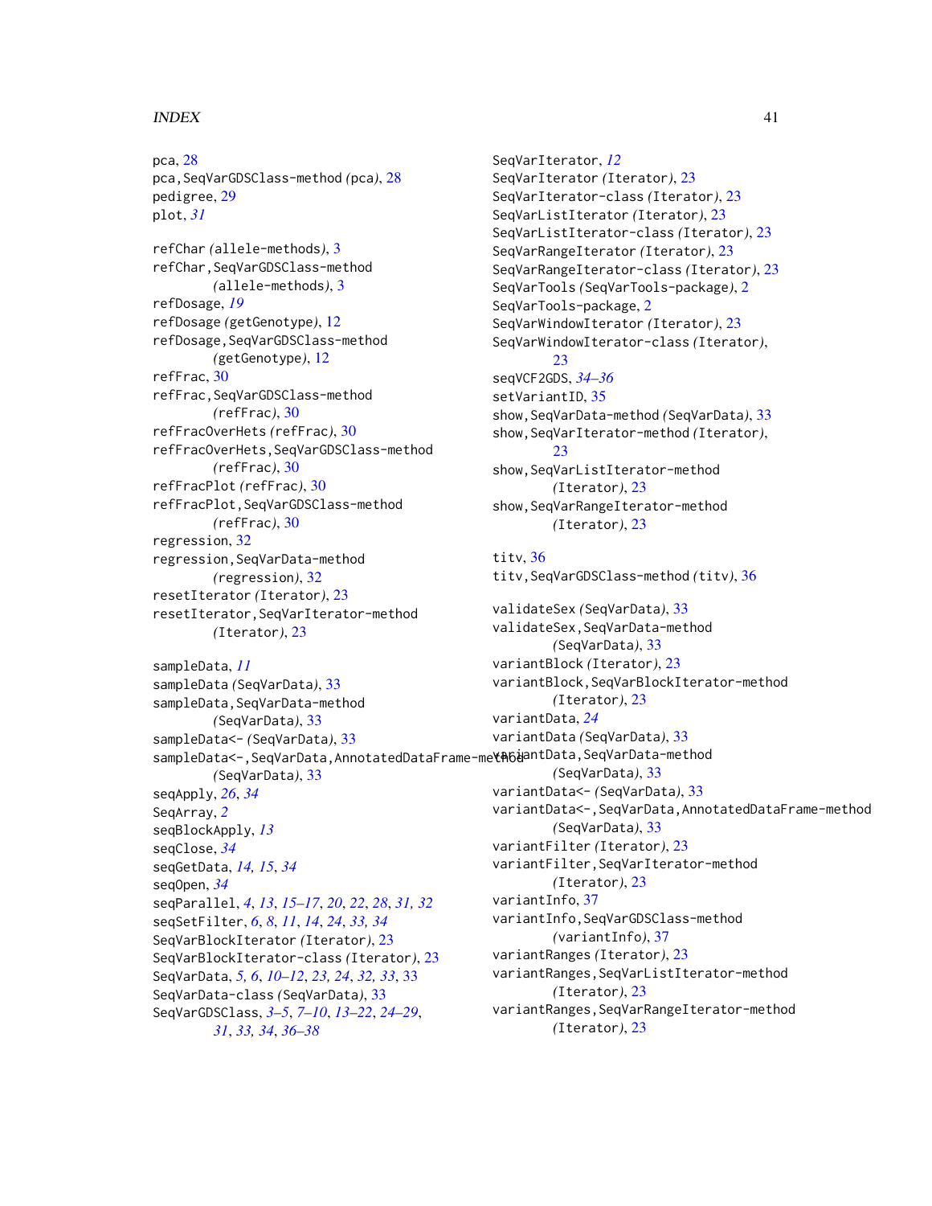pca, 28
pca,SeqVarGDSClass-method *(pca)*, 28
pedigree, 29
plot, *31*

refChar *(allele-methods)*, 3
refChar,SeqVarGDSClass-method *(allele-methods)*, 3
refDosage, *19*
refDosage *(getGenotype)*, 12
refDosage,SeqVarGDSClass-method *(getGenotype)*, 12
refFrac, 30
refFrac,SeqVarGDSClass-method *(refFrac)*, 30
refFracOverHets *(refFrac)*, 30
refFracOverHets,SeqVarGDSClass-method *(refFrac)*, 30
refFracPlot *(refFrac)*, 30
refFracPlot,SeqVarGDSClass-method *(refFrac)*, 30
regression, 32
regression,SeqVarData-method *(regression)*, 32
resetIterator *(Iterator)*, 23
resetIterator,SeqVarIterator-method *(Iterator)*, 23

sampleData, *11*
sampleData *(SeqVarData)*, 33
sampleData,SeqVarData-method *(SeqVarData)*, 33
sampleData<- *(SeqVarData)*, 33
sampleData<-,SeqVarData,AnnotatedDataFrame-method *(SeqVarData)*, 33
seqApply, *26*, *34*
SeqArray, *2*
seqBlockApply, *13*
seqClose, *34*
seqGetData, *14, 15*, *34*
seqOpen, *34*
seqParallel, *4*, *13*, *15–17*, *20*, *22*, *28*, *31, 32*
seqSetFilter, *6*, *8*, *11*, *14*, *24*, *33, 34*
SeqVarBlockIterator *(Iterator)*, 23
SeqVarBlockIterator-class *(Iterator)*, 23
SeqVarData, *5, 6*, *10–12*, *23, 24*, *32, 33*, 33
SeqVarData-class *(SeqVarData)*, 33
SeqVarGDSClass, *3–5*, *7–10*, *13–22*, *24–29*, *31*, *33, 34*, *36–38*
SeqVarIterator, *12*
SeqVarIterator *(Iterator)*, 23
SeqVarIterator-class *(Iterator)*, 23
SeqVarListIterator *(Iterator)*, 23
SeqVarListIterator-class *(Iterator)*, 23
SeqVarRangeIterator *(Iterator)*, 23
SeqVarRangeIterator-class *(Iterator)*, 23
SeqVarTools *(SeqVarTools-package)*, 2
SeqVarTools-package, 2
SeqVarWindowIterator *(Iterator)*, 23
SeqVarWindowIterator-class *(Iterator)*, 23
seqVCF2GDS, *34–36*
setVariantID, 35
show,SeqVarData-method *(SeqVarData)*, 33
show,SeqVarIterator-method *(Iterator)*, 23
show,SeqVarListIterator-method *(Iterator)*, 23
show,SeqVarRangeIterator-method *(Iterator)*, 23

titv, 36
titv,SeqVarGDSClass-method *(titv)*, 36

validateSex *(SeqVarData)*, 33
validateSex,SeqVarData-method *(SeqVarData)*, 33
variantBlock *(Iterator)*, 23
variantBlock,SeqVarBlockIterator-method *(Iterator)*, 23
variantData, *24*
variantData *(SeqVarData)*, 33
variantData,SeqVarData-method *(SeqVarData)*, 33
variantData<- *(SeqVarData)*, 33
variantData<-,SeqVarData,AnnotatedDataFrame-method *(SeqVarData)*, 33
variantFilter *(Iterator)*, 23
variantFilter,SeqVarIterator-method *(Iterator)*, 23
variantInfo, 37
variantInfo,SeqVarGDSClass-method *(variantInfo)*, 37
variantRanges *(Iterator)*, 23
variantRanges,SeqVarListIterator-method *(Iterator)*, 23
variantRanges,SeqVarRangeIterator-method *(Iterator)*, 23